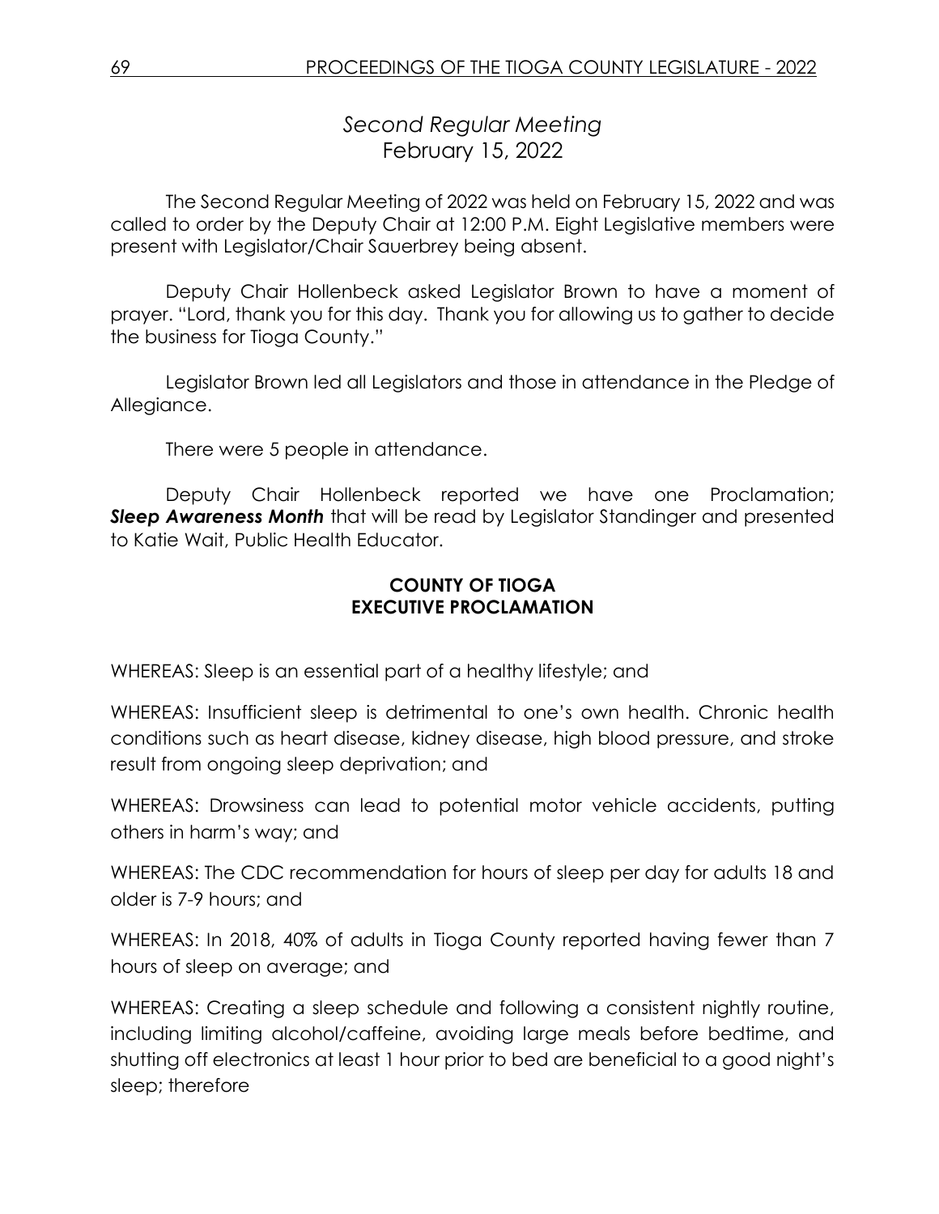# *Second Regular Meeting*
## February 15, 2022

The Second Regular Meeting of 2022 was held on February 15, 2022 and was called to order by the Deputy Chair at 12:00 P.M. Eight Legislative members were present with Legislator/Chair Sauerbrey being absent.

Deputy Chair Hollenbeck asked Legislator Brown to have a moment of prayer. "Lord, thank you for this day. Thank you for allowing us to gather to decide the business for Tioga County."

Legislator Brown led all Legislators and those in attendance in the Pledge of Allegiance.

There were 5 people in attendance.

Deputy Chair Hollenbeck reported we have one Proclamation; ***Sleep Awareness Month*** that will be read by Legislator Standinger and presented to Katie Wait, Public Health Educator.

**COUNTY OF TIOGA**
**EXECUTIVE PROCLAMATION**

WHEREAS: Sleep is an essential part of a healthy lifestyle; and

WHEREAS: Insufficient sleep is detrimental to one's own health. Chronic health conditions such as heart disease, kidney disease, high blood pressure, and stroke result from ongoing sleep deprivation; and

WHEREAS: Drowsiness can lead to potential motor vehicle accidents, putting others in harm's way; and

WHEREAS: The CDC recommendation for hours of sleep per day for adults 18 and older is 7-9 hours; and

WHEREAS: In 2018, 40% of adults in Tioga County reported having fewer than 7 hours of sleep on average; and

WHEREAS: Creating a sleep schedule and following a consistent nightly routine, including limiting alcohol/caffeine, avoiding large meals before bedtime, and shutting off electronics at least 1 hour prior to bed are beneficial to a good night's sleep; therefore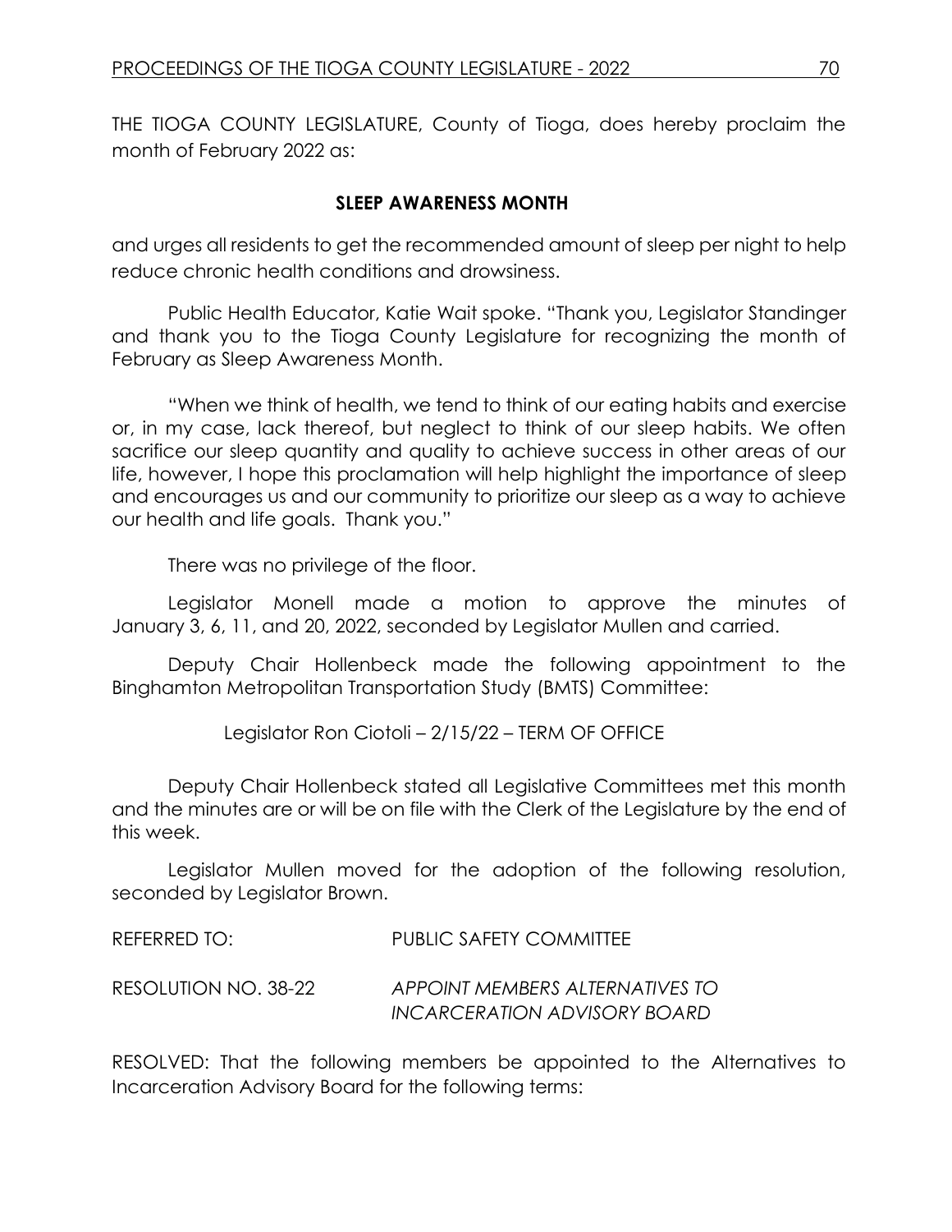THE TIOGA COUNTY LEGISLATURE, County of Tioga, does hereby proclaim the month of February 2022 as:

**SLEEP AWARENESS MONTH**

and urges all residents to get the recommended amount of sleep per night to help reduce chronic health conditions and drowsiness.

Public Health Educator, Katie Wait spoke. "Thank you, Legislator Standinger and thank you to the Tioga County Legislature for recognizing the month of February as Sleep Awareness Month.

"When we think of health, we tend to think of our eating habits and exercise or, in my case, lack thereof, but neglect to think of our sleep habits. We often sacrifice our sleep quantity and quality to achieve success in other areas of our life, however, I hope this proclamation will help highlight the importance of sleep and encourages us and our community to prioritize our sleep as a way to achieve our health and life goals. Thank you."

There was no privilege of the floor.

Legislator Monell made a motion to approve the minutes of January 3, 6, 11, and 20, 2022, seconded by Legislator Mullen and carried.

Deputy Chair Hollenbeck made the following appointment to the Binghamton Metropolitan Transportation Study (BMTS) Committee:

Legislator Ron Ciotoli – 2/15/22 – TERM OF OFFICE

Deputy Chair Hollenbeck stated all Legislative Committees met this month and the minutes are or will be on file with the Clerk of the Legislature by the end of this week.

Legislator Mullen moved for the adoption of the following resolution, seconded by Legislator Brown.

REFERRED TO: PUBLIC SAFETY COMMITTEE

RESOLUTION NO. 38-22 *APPOINT MEMBERS ALTERNATIVES TO INCARCERATION ADVISORY BOARD*

RESOLVED: That the following members be appointed to the Alternatives to Incarceration Advisory Board for the following terms: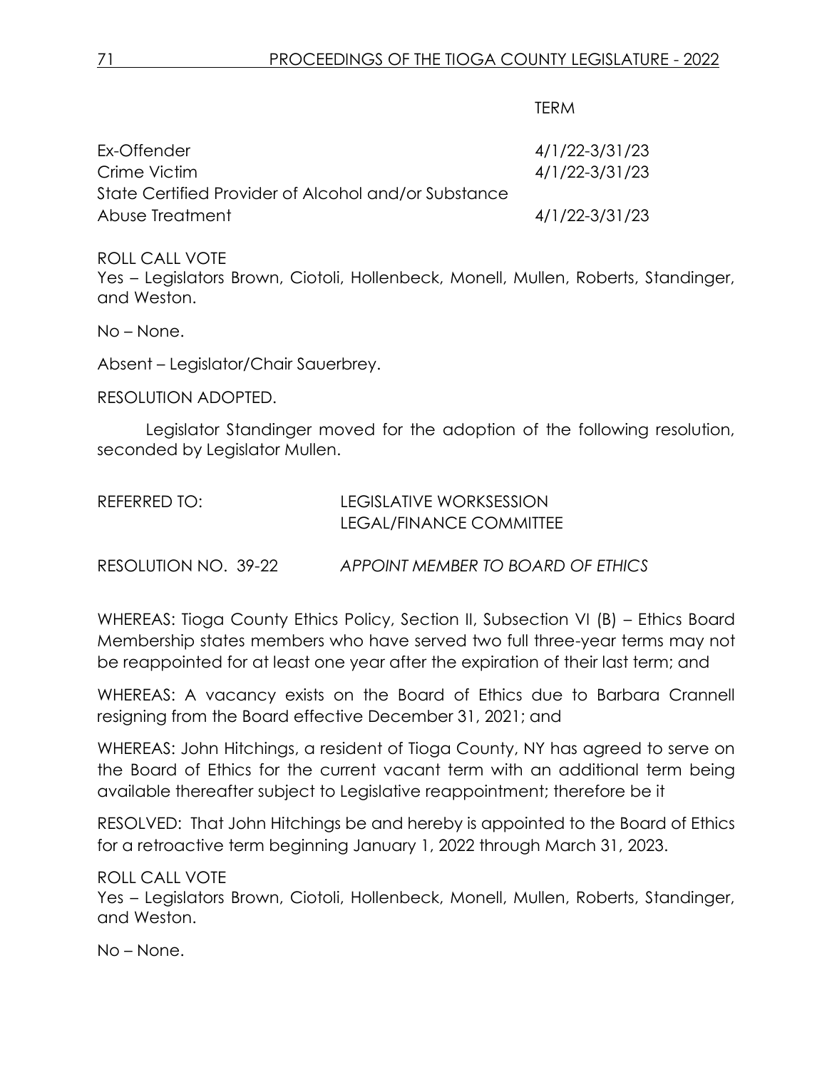| | TERM |
|---|---|
| Ex-Offender | 4/1/22-3/31/23 |
| Crime Victim | 4/1/22-3/31/23 |
| State Certified Provider of Alcohol and/or Substance Abuse Treatment | 4/1/22-3/31/23 |

ROLL CALL VOTE
Yes – Legislators Brown, Ciotoli, Hollenbeck, Monell, Mullen, Roberts, Standinger, and Weston.

No – None.

Absent – Legislator/Chair Sauerbrey.

RESOLUTION ADOPTED.

Legislator Standinger moved for the adoption of the following resolution, seconded by Legislator Mullen.

REFERRED TO: LEGISLATIVE WORKSESSION
LEGAL/FINANCE COMMITTEE

RESOLUTION NO. 39-22 *APPOINT MEMBER TO BOARD OF ETHICS*

WHEREAS: Tioga County Ethics Policy, Section II, Subsection VI (B) – Ethics Board Membership states members who have served two full three-year terms may not be reappointed for at least one year after the expiration of their last term; and

WHEREAS: A vacancy exists on the Board of Ethics due to Barbara Crannell resigning from the Board effective December 31, 2021; and

WHEREAS: John Hitchings, a resident of Tioga County, NY has agreed to serve on the Board of Ethics for the current vacant term with an additional term being available thereafter subject to Legislative reappointment; therefore be it

RESOLVED: That John Hitchings be and hereby is appointed to the Board of Ethics for a retroactive term beginning January 1, 2022 through March 31, 2023.

ROLL CALL VOTE
Yes – Legislators Brown, Ciotoli, Hollenbeck, Monell, Mullen, Roberts, Standinger, and Weston.

No – None.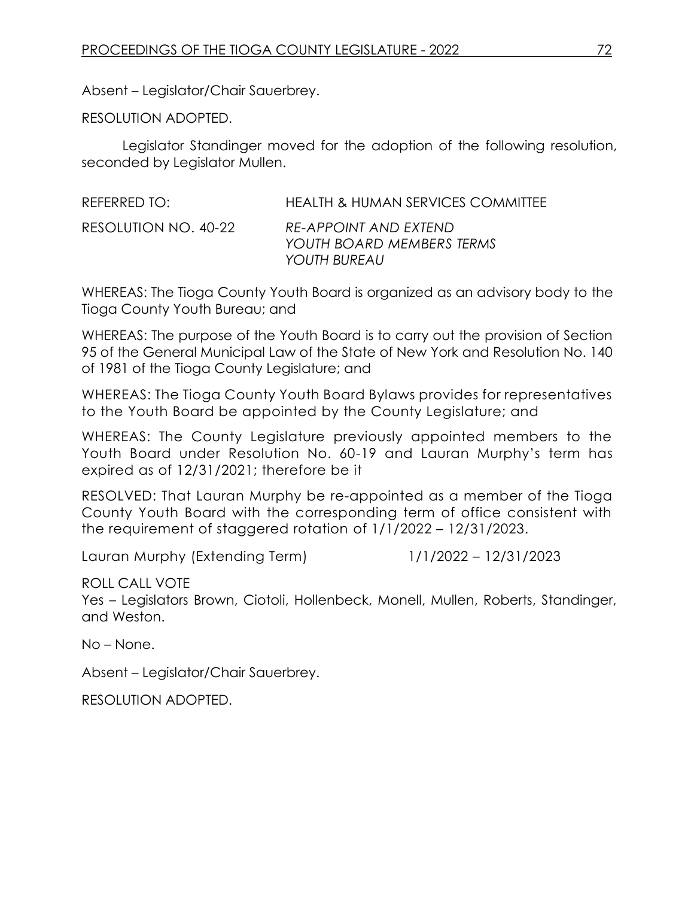Absent – Legislator/Chair Sauerbrey.

RESOLUTION ADOPTED.

Legislator Standinger moved for the adoption of the following resolution, seconded by Legislator Mullen.

REFERRED TO: HEALTH & HUMAN SERVICES COMMITTEE

RESOLUTION NO. 40-22 *RE-APPOINT AND EXTEND YOUTH BOARD MEMBERS TERMS YOUTH BUREAU*

WHEREAS: The Tioga County Youth Board is organized as an advisory body to the Tioga County Youth Bureau; and

WHEREAS: The purpose of the Youth Board is to carry out the provision of Section 95 of the General Municipal Law of the State of New York and Resolution No. 140 of 1981 of the Tioga County Legislature; and

WHEREAS: The Tioga County Youth Board Bylaws provides for representatives to the Youth Board be appointed by the County Legislature; and

WHEREAS: The County Legislature previously appointed members to the Youth Board under Resolution No. 60-19 and Lauran Murphy's term has expired as of 12/31/2021; therefore be it

RESOLVED: That Lauran Murphy be re-appointed as a member of the Tioga County Youth Board with the corresponding term of office consistent with the requirement of staggered rotation of 1/1/2022 – 12/31/2023.

Lauran Murphy (Extending Term) 1/1/2022 – 12/31/2023

ROLL CALL VOTE
Yes – Legislators Brown, Ciotoli, Hollenbeck, Monell, Mullen, Roberts, Standinger, and Weston.

No – None.

Absent – Legislator/Chair Sauerbrey.

RESOLUTION ADOPTED.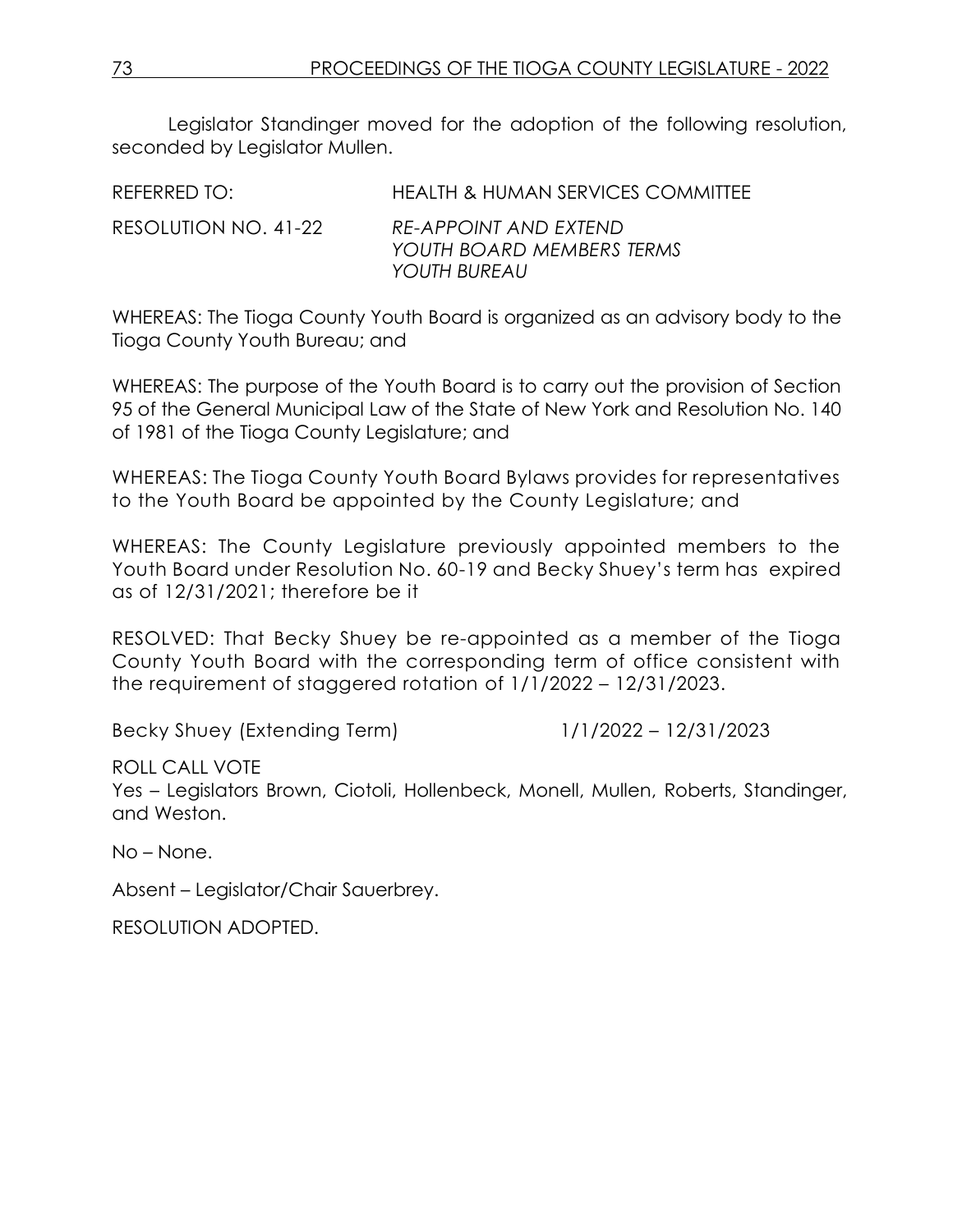Legislator Standinger moved for the adoption of the following resolution, seconded by Legislator Mullen.

REFERRED TO: HEALTH & HUMAN SERVICES COMMITTEE

RESOLUTION NO. 41-22 *RE-APPOINT AND EXTEND YOUTH BOARD MEMBERS TERMS YOUTH BUREAU*

WHEREAS: The Tioga County Youth Board is organized as an advisory body to the Tioga County Youth Bureau; and

WHEREAS: The purpose of the Youth Board is to carry out the provision of Section 95 of the General Municipal Law of the State of New York and Resolution No. 140 of 1981 of the Tioga County Legislature; and

WHEREAS: The Tioga County Youth Board Bylaws provides for representatives to the Youth Board be appointed by the County Legislature; and

WHEREAS: The County Legislature previously appointed members to the Youth Board under Resolution No. 60-19 and Becky Shuey's term has expired as of 12/31/2021; therefore be it

RESOLVED: That Becky Shuey be re-appointed as a member of the Tioga County Youth Board with the corresponding term of office consistent with the requirement of staggered rotation of 1/1/2022 – 12/31/2023.

Becky Shuey (Extending Term) 1/1/2022 – 12/31/2023

ROLL CALL VOTE
Yes – Legislators Brown, Ciotoli, Hollenbeck, Monell, Mullen, Roberts, Standinger, and Weston.

No – None.

Absent – Legislator/Chair Sauerbrey.

RESOLUTION ADOPTED.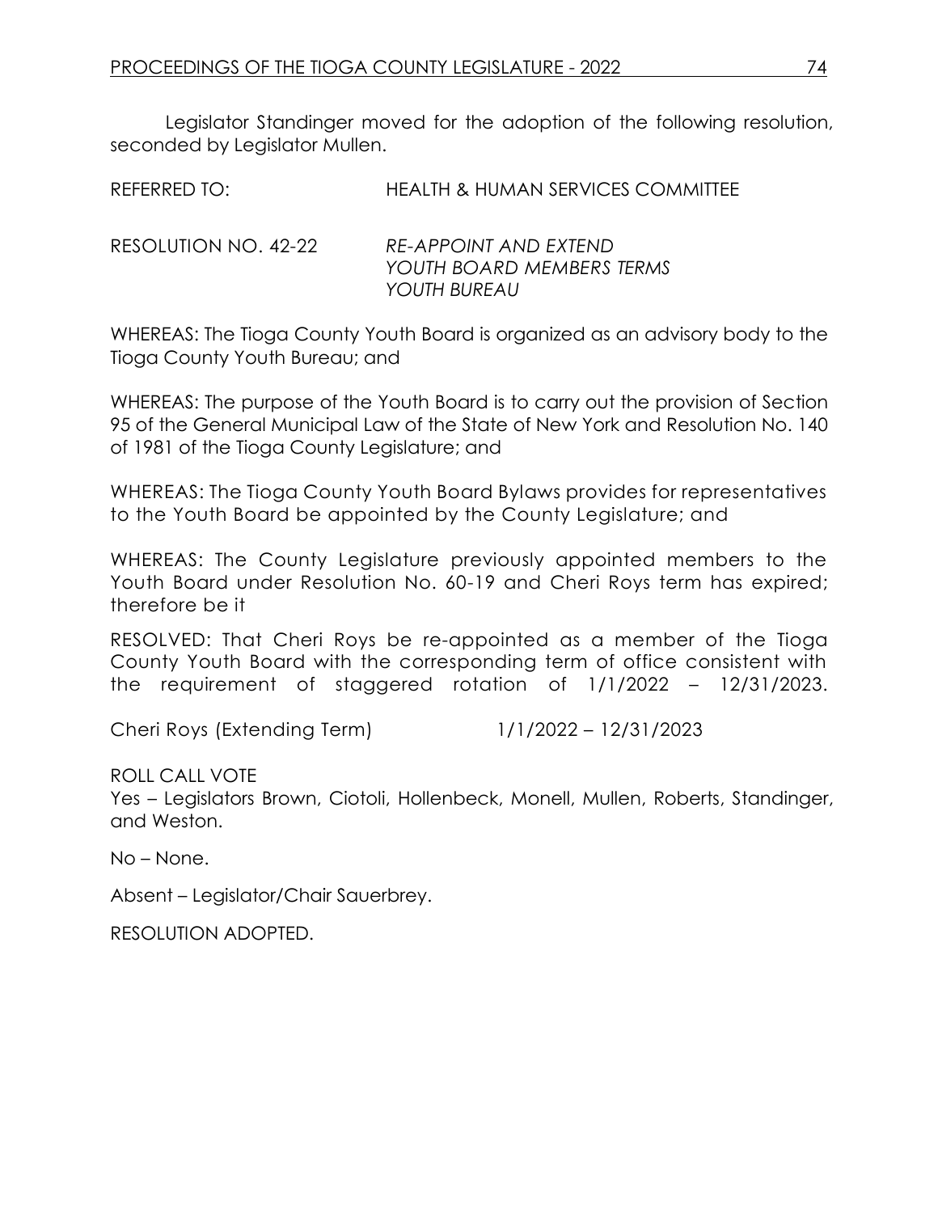Legislator Standinger moved for the adoption of the following resolution, seconded by Legislator Mullen.

REFERRED TO: HEALTH & HUMAN SERVICES COMMITTEE

RESOLUTION NO. 42-22 *RE-APPOINT AND EXTEND YOUTH BOARD MEMBERS TERMS YOUTH BUREAU*

WHEREAS: The Tioga County Youth Board is organized as an advisory body to the Tioga County Youth Bureau; and

WHEREAS: The purpose of the Youth Board is to carry out the provision of Section 95 of the General Municipal Law of the State of New York and Resolution No. 140 of 1981 of the Tioga County Legislature; and

WHEREAS: The Tioga County Youth Board Bylaws provides for representatives to the Youth Board be appointed by the County Legislature; and

WHEREAS: The County Legislature previously appointed members to the Youth Board under Resolution No. 60-19 and Cheri Roys term has expired; therefore be it

RESOLVED: That Cheri Roys be re-appointed as a member of the Tioga County Youth Board with the corresponding term of office consistent with the requirement of staggered rotation of 1/1/2022 – 12/31/2023.

Cheri Roys (Extending Term) 1/1/2022 – 12/31/2023

ROLL CALL VOTE
Yes – Legislators Brown, Ciotoli, Hollenbeck, Monell, Mullen, Roberts, Standinger, and Weston.

No – None.

Absent – Legislator/Chair Sauerbrey.

RESOLUTION ADOPTED.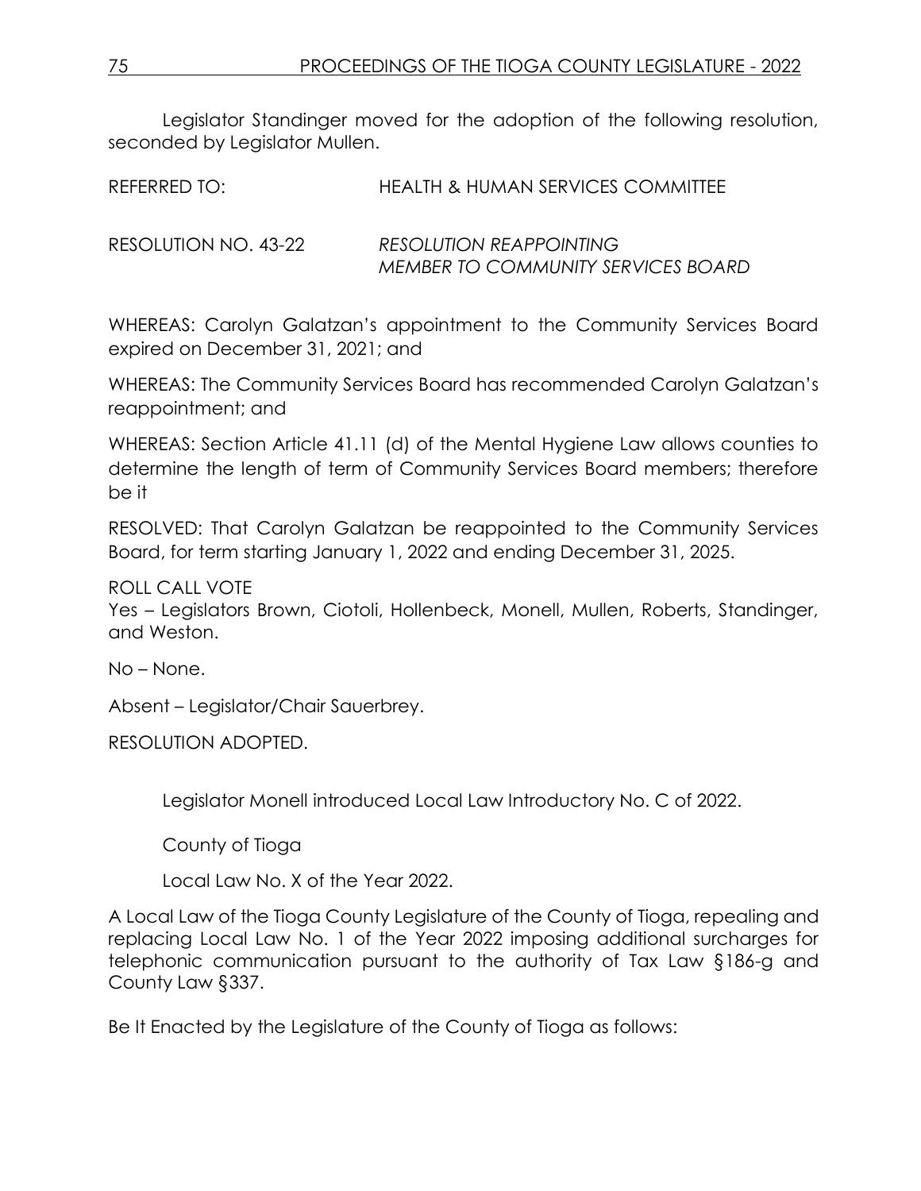Legislator Standinger moved for the adoption of the following resolution, seconded by Legislator Mullen.

REFERRED TO: HEALTH & HUMAN SERVICES COMMITTEE

RESOLUTION NO. 43-22 *RESOLUTION REAPPOINTING MEMBER TO COMMUNITY SERVICES BOARD*

WHEREAS: Carolyn Galatzan's appointment to the Community Services Board expired on December 31, 2021; and

WHEREAS: The Community Services Board has recommended Carolyn Galatzan's reappointment; and

WHEREAS: Section Article 41.11 (d) of the Mental Hygiene Law allows counties to determine the length of term of Community Services Board members; therefore be it

RESOLVED: That Carolyn Galatzan be reappointed to the Community Services Board, for term starting January 1, 2022 and ending December 31, 2025.

ROLL CALL VOTE
Yes – Legislators Brown, Ciotoli, Hollenbeck, Monell, Mullen, Roberts, Standinger, and Weston.

No – None.

Absent – Legislator/Chair Sauerbrey.

RESOLUTION ADOPTED.

Legislator Monell introduced Local Law Introductory No. C of 2022.

County of Tioga

Local Law No. X of the Year 2022.

A Local Law of the Tioga County Legislature of the County of Tioga, repealing and replacing Local Law No. 1 of the Year 2022 imposing additional surcharges for telephonic communication pursuant to the authority of Tax Law §186-g and County Law §337.

Be It Enacted by the Legislature of the County of Tioga as follows: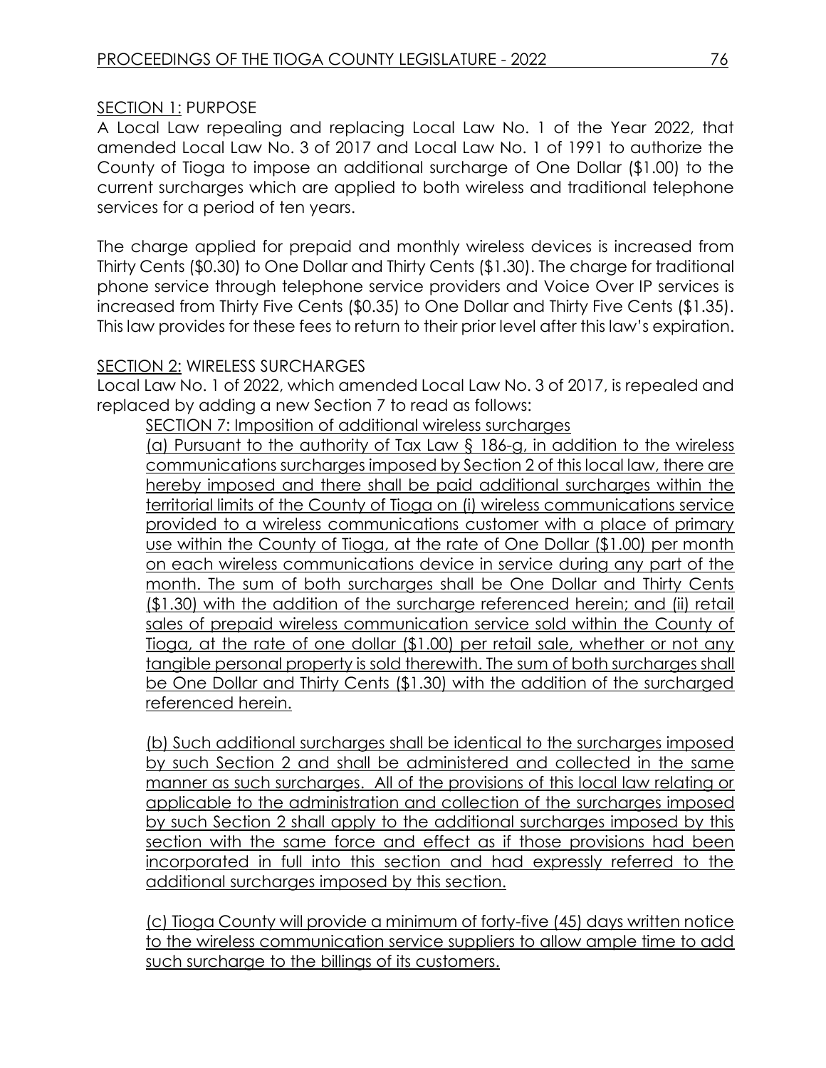SECTION 1: PURPOSE

A Local Law repealing and replacing Local Law No. 1 of the Year 2022, that amended Local Law No. 3 of 2017 and Local Law No. 1 of 1991 to authorize the County of Tioga to impose an additional surcharge of One Dollar ($1.00) to the current surcharges which are applied to both wireless and traditional telephone services for a period of ten years.

The charge applied for prepaid and monthly wireless devices is increased from Thirty Cents ($0.30) to One Dollar and Thirty Cents ($1.30). The charge for traditional phone service through telephone service providers and Voice Over IP services is increased from Thirty Five Cents ($0.35) to One Dollar and Thirty Five Cents ($1.35). This law provides for these fees to return to their prior level after this law's expiration.

SECTION 2: WIRELESS SURCHARGES

Local Law No. 1 of 2022, which amended Local Law No. 3 of 2017, is repealed and replaced by adding a new Section 7 to read as follows:

SECTION 7: Imposition of additional wireless surcharges

(a) Pursuant to the authority of Tax Law § 186-g, in addition to the wireless communications surcharges imposed by Section 2 of this local law, there are hereby imposed and there shall be paid additional surcharges within the territorial limits of the County of Tioga on (i) wireless communications service provided to a wireless communications customer with a place of primary use within the County of Tioga, at the rate of One Dollar ($1.00) per month on each wireless communications device in service during any part of the month. The sum of both surcharges shall be One Dollar and Thirty Cents ($1.30) with the addition of the surcharge referenced herein; and (ii) retail sales of prepaid wireless communication service sold within the County of Tioga, at the rate of one dollar ($1.00) per retail sale, whether or not any tangible personal property is sold therewith. The sum of both surcharges shall be One Dollar and Thirty Cents ($1.30) with the addition of the surcharged referenced herein.

(b) Such additional surcharges shall be identical to the surcharges imposed by such Section 2 and shall be administered and collected in the same manner as such surcharges. All of the provisions of this local law relating or applicable to the administration and collection of the surcharges imposed by such Section 2 shall apply to the additional surcharges imposed by this section with the same force and effect as if those provisions had been incorporated in full into this section and had expressly referred to the additional surcharges imposed by this section.

(c) Tioga County will provide a minimum of forty-five (45) days written notice to the wireless communication service suppliers to allow ample time to add such surcharge to the billings of its customers.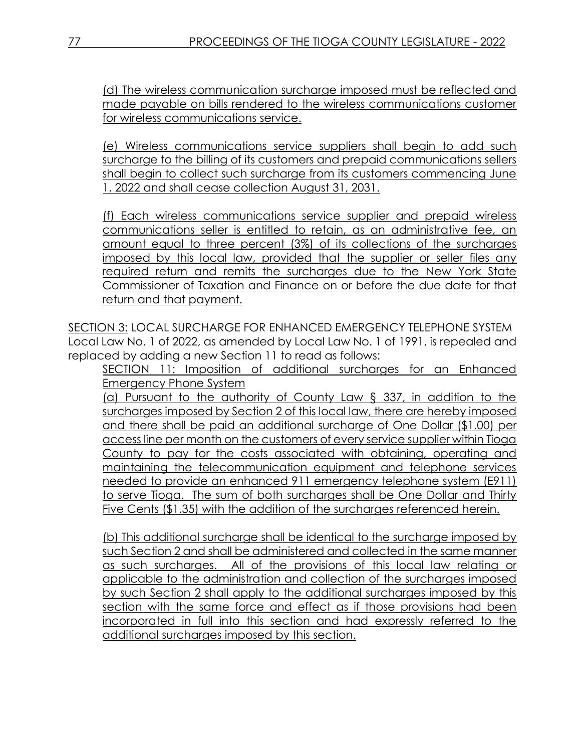(d) The wireless communication surcharge imposed must be reflected and made payable on bills rendered to the wireless communications customer for wireless communications service.

(e) Wireless communications service suppliers shall begin to add such surcharge to the billing of its customers and prepaid communications sellers shall begin to collect such surcharge from its customers commencing June 1, 2022 and shall cease collection August 31, 2031.

(f) Each wireless communications service supplier and prepaid wireless communications seller is entitled to retain, as an administrative fee, an amount equal to three percent (3%) of its collections of the surcharges imposed by this local law, provided that the supplier or seller files any required return and remits the surcharges due to the New York State Commissioner of Taxation and Finance on or before the due date for that return and that payment.

SECTION 3: LOCAL SURCHARGE FOR ENHANCED EMERGENCY TELEPHONE SYSTEM
Local Law No. 1 of 2022, as amended by Local Law No. 1 of 1991, is repealed and replaced by adding a new Section 11 to read as follows:

SECTION 11: Imposition of additional surcharges for an Enhanced Emergency Phone System

(a) Pursuant to the authority of County Law § 337, in addition to the surcharges imposed by Section 2 of this local law, there are hereby imposed and there shall be paid an additional surcharge of One Dollar ($1.00) per access line per month on the customers of every service supplier within Tioga County to pay for the costs associated with obtaining, operating and maintaining the telecommunication equipment and telephone services needed to provide an enhanced 911 emergency telephone system (E911) to serve Tioga. The sum of both surcharges shall be One Dollar and Thirty Five Cents ($1.35) with the addition of the surcharges referenced herein.

(b) This additional surcharge shall be identical to the surcharge imposed by such Section 2 and shall be administered and collected in the same manner as such surcharges. All of the provisions of this local law relating or applicable to the administration and collection of the surcharges imposed by such Section 2 shall apply to the additional surcharges imposed by this section with the same force and effect as if those provisions had been incorporated in full into this section and had expressly referred to the additional surcharges imposed by this section.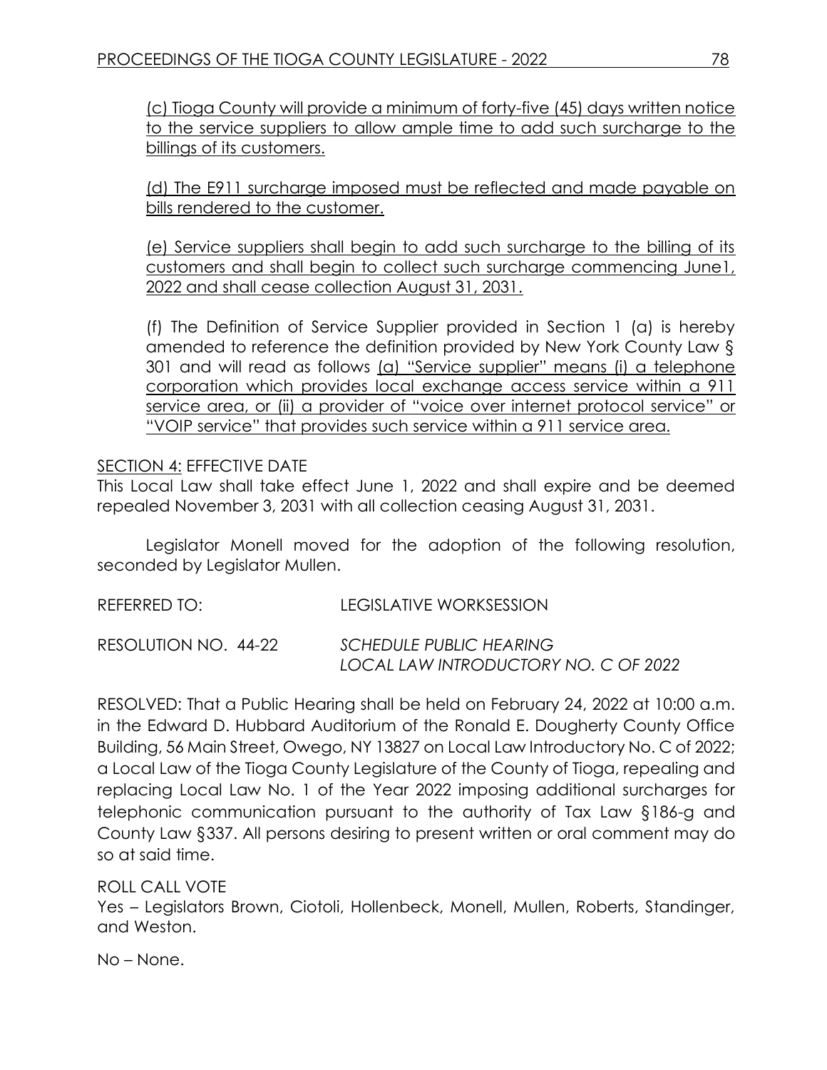(c) Tioga County will provide a minimum of forty-five (45) days written notice to the service suppliers to allow ample time to add such surcharge to the billings of its customers.

(d) The E911 surcharge imposed must be reflected and made payable on bills rendered to the customer.

(e) Service suppliers shall begin to add such surcharge to the billing of its customers and shall begin to collect such surcharge commencing June1, 2022 and shall cease collection August 31, 2031.

(f) The Definition of Service Supplier provided in Section 1 (a) is hereby amended to reference the definition provided by New York County Law § 301 and will read as follows (a) "Service supplier" means (i) a telephone corporation which provides local exchange access service within a 911 service area, or (ii) a provider of "voice over internet protocol service" or "VOIP service" that provides such service within a 911 service area.

SECTION 4: EFFECTIVE DATE

This Local Law shall take effect June 1, 2022 and shall expire and be deemed repealed November 3, 2031 with all collection ceasing August 31, 2031.

Legislator Monell moved for the adoption of the following resolution, seconded by Legislator Mullen.

REFERRED TO: LEGISLATIVE WORKSESSION

RESOLUTION NO. 44-22 *SCHEDULE PUBLIC HEARING LOCAL LAW INTRODUCTORY NO. C OF 2022*

RESOLVED: That a Public Hearing shall be held on February 24, 2022 at 10:00 a.m. in the Edward D. Hubbard Auditorium of the Ronald E. Dougherty County Office Building, 56 Main Street, Owego, NY 13827 on Local Law Introductory No. C of 2022; a Local Law of the Tioga County Legislature of the County of Tioga, repealing and replacing Local Law No. 1 of the Year 2022 imposing additional surcharges for telephonic communication pursuant to the authority of Tax Law §186-g and County Law §337. All persons desiring to present written or oral comment may do so at said time.

ROLL CALL VOTE

Yes – Legislators Brown, Ciotoli, Hollenbeck, Monell, Mullen, Roberts, Standinger, and Weston.

No – None.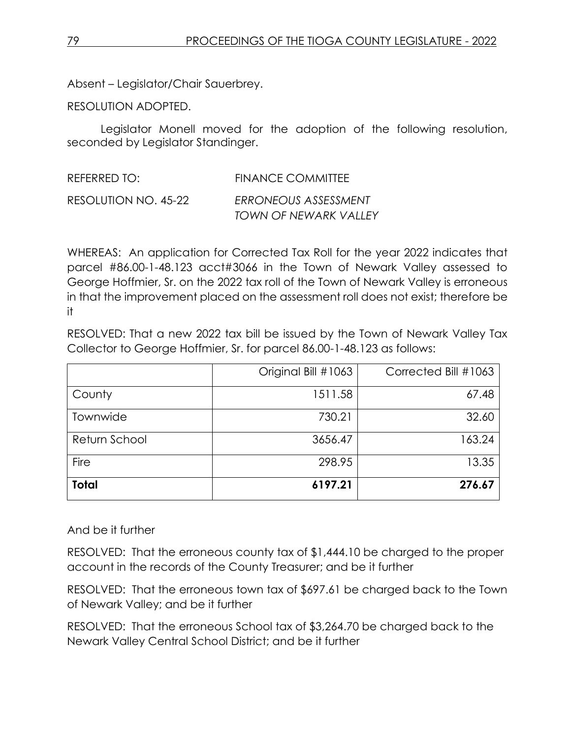Absent – Legislator/Chair Sauerbrey.

RESOLUTION ADOPTED.

Legislator Monell moved for the adoption of the following resolution, seconded by Legislator Standinger.

REFERRED TO: FINANCE COMMITTEE

RESOLUTION NO. 45-22 *ERRONEOUS ASSESSMENT TOWN OF NEWARK VALLEY*

WHEREAS: An application for Corrected Tax Roll for the year 2022 indicates that parcel #86.00-1-48.123 acct#3066 in the Town of Newark Valley assessed to George Hoffmier, Sr. on the 2022 tax roll of the Town of Newark Valley is erroneous in that the improvement placed on the assessment roll does not exist; therefore be it

RESOLVED: That a new 2022 tax bill be issued by the Town of Newark Valley Tax Collector to George Hoffmier, Sr. for parcel 86.00-1-48.123 as follows:

| | Original Bill #1063 | Corrected Bill #1063 |
|---|---:|---:|
| County | 1511.58 | 67.48 |
| Townwide | 730.21 | 32.60 |
| Return School | 3656.47 | 163.24 |
| Fire | 298.95 | 13.35 |
| **Total** | **6197.21** | **276.67** |

And be it further

RESOLVED: That the erroneous county tax of $1,444.10 be charged to the proper account in the records of the County Treasurer; and be it further

RESOLVED: That the erroneous town tax of $697.61 be charged back to the Town of Newark Valley; and be it further

RESOLVED: That the erroneous School tax of $3,264.70 be charged back to the Newark Valley Central School District; and be it further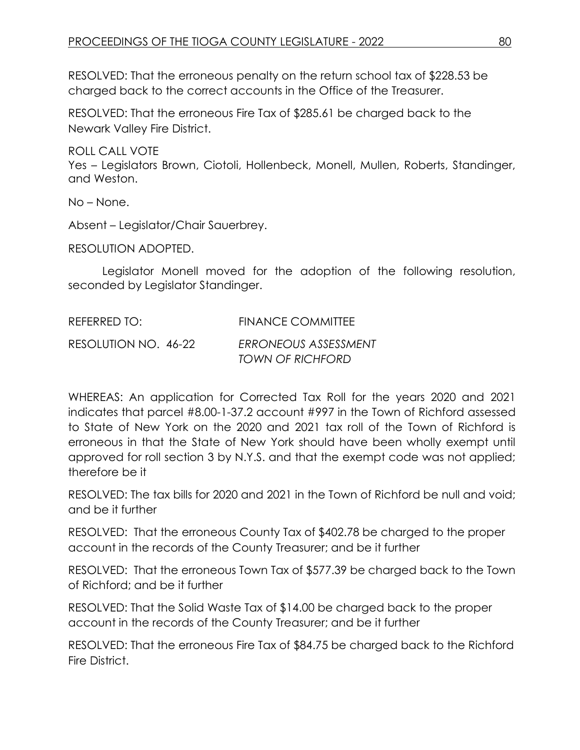RESOLVED: That the erroneous penalty on the return school tax of $228.53 be charged back to the correct accounts in the Office of the Treasurer.

RESOLVED: That the erroneous Fire Tax of $285.61 be charged back to the Newark Valley Fire District.

ROLL CALL VOTE
Yes – Legislators Brown, Ciotoli, Hollenbeck, Monell, Mullen, Roberts, Standinger, and Weston.

No – None.

Absent – Legislator/Chair Sauerbrey.

RESOLUTION ADOPTED.

Legislator Monell moved for the adoption of the following resolution, seconded by Legislator Standinger.

REFERRED TO: FINANCE COMMITTEE

RESOLUTION NO. 46-22 *ERRONEOUS ASSESSMENT TOWN OF RICHFORD*

WHEREAS: An application for Corrected Tax Roll for the years 2020 and 2021 indicates that parcel #8.00-1-37.2 account #997 in the Town of Richford assessed to State of New York on the 2020 and 2021 tax roll of the Town of Richford is erroneous in that the State of New York should have been wholly exempt until approved for roll section 3 by N.Y.S. and that the exempt code was not applied; therefore be it

RESOLVED: The tax bills for 2020 and 2021 in the Town of Richford be null and void; and be it further

RESOLVED: That the erroneous County Tax of $402.78 be charged to the proper account in the records of the County Treasurer; and be it further

RESOLVED: That the erroneous Town Tax of $577.39 be charged back to the Town of Richford; and be it further

RESOLVED: That the Solid Waste Tax of $14.00 be charged back to the proper account in the records of the County Treasurer; and be it further

RESOLVED: That the erroneous Fire Tax of $84.75 be charged back to the Richford Fire District.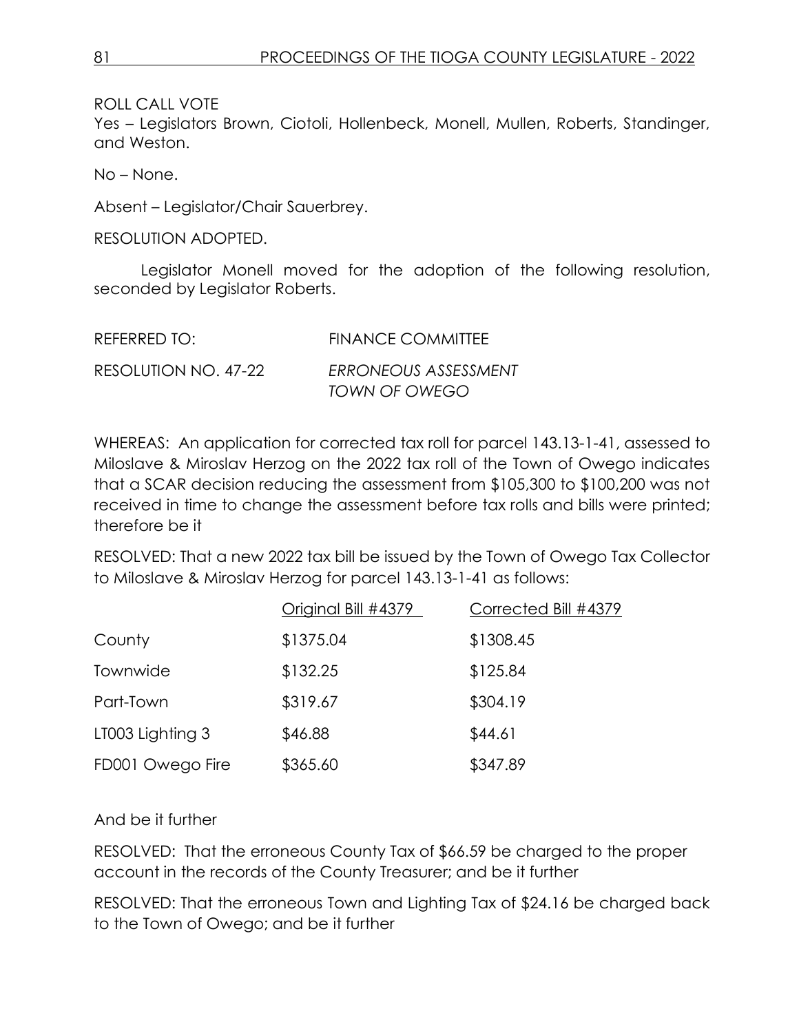ROLL CALL VOTE

Yes – Legislators Brown, Ciotoli, Hollenbeck, Monell, Mullen, Roberts, Standinger, and Weston.

No – None.

Absent – Legislator/Chair Sauerbrey.

RESOLUTION ADOPTED.

Legislator Monell moved for the adoption of the following resolution, seconded by Legislator Roberts.

REFERRED TO: FINANCE COMMITTEE

RESOLUTION NO. 47-22 *ERRONEOUS ASSESSMENT TOWN OF OWEGO*

WHEREAS: An application for corrected tax roll for parcel 143.13-1-41, assessed to Miloslave & Miroslav Herzog on the 2022 tax roll of the Town of Owego indicates that a SCAR decision reducing the assessment from $105,300 to $100,200 was not received in time to change the assessment before tax rolls and bills were printed; therefore be it

RESOLVED: That a new 2022 tax bill be issued by the Town of Owego Tax Collector to Miloslave & Miroslav Herzog for parcel 143.13-1-41 as follows:

| | Original Bill #4379 | Corrected Bill #4379 |
|---|---|---|
| County | $1375.04 | $1308.45 |
| Townwide | $132.25 | $125.84 |
| Part-Town | $319.67 | $304.19 |
| LT003 Lighting 3 | $46.88 | $44.61 |
| FD001 Owego Fire | $365.60 | $347.89 |

And be it further

RESOLVED: That the erroneous County Tax of $66.59 be charged to the proper account in the records of the County Treasurer; and be it further

RESOLVED: That the erroneous Town and Lighting Tax of $24.16 be charged back to the Town of Owego; and be it further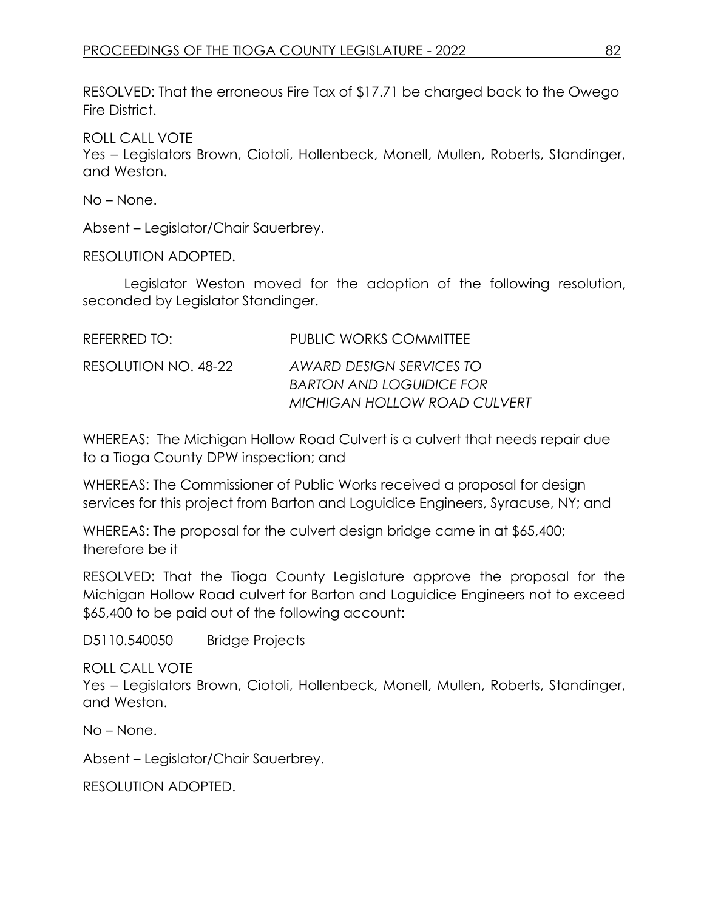RESOLVED: That the erroneous Fire Tax of $17.71 be charged back to the Owego Fire District.

ROLL CALL VOTE
Yes – Legislators Brown, Ciotoli, Hollenbeck, Monell, Mullen, Roberts, Standinger, and Weston.

No – None.

Absent – Legislator/Chair Sauerbrey.

RESOLUTION ADOPTED.

Legislator Weston moved for the adoption of the following resolution, seconded by Legislator Standinger.

REFERRED TO: PUBLIC WORKS COMMITTEE

RESOLUTION NO. 48-22 *AWARD DESIGN SERVICES TO BARTON AND LOGUIDICE FOR MICHIGAN HOLLOW ROAD CULVERT*

WHEREAS: The Michigan Hollow Road Culvert is a culvert that needs repair due to a Tioga County DPW inspection; and

WHEREAS: The Commissioner of Public Works received a proposal for design services for this project from Barton and Loguidice Engineers, Syracuse, NY; and

WHEREAS: The proposal for the culvert design bridge came in at $65,400; therefore be it

RESOLVED: That the Tioga County Legislature approve the proposal for the Michigan Hollow Road culvert for Barton and Loguidice Engineers not to exceed $65,400 to be paid out of the following account:

D5110.540050 Bridge Projects

ROLL CALL VOTE
Yes – Legislators Brown, Ciotoli, Hollenbeck, Monell, Mullen, Roberts, Standinger, and Weston.

No – None.

Absent – Legislator/Chair Sauerbrey.

RESOLUTION ADOPTED.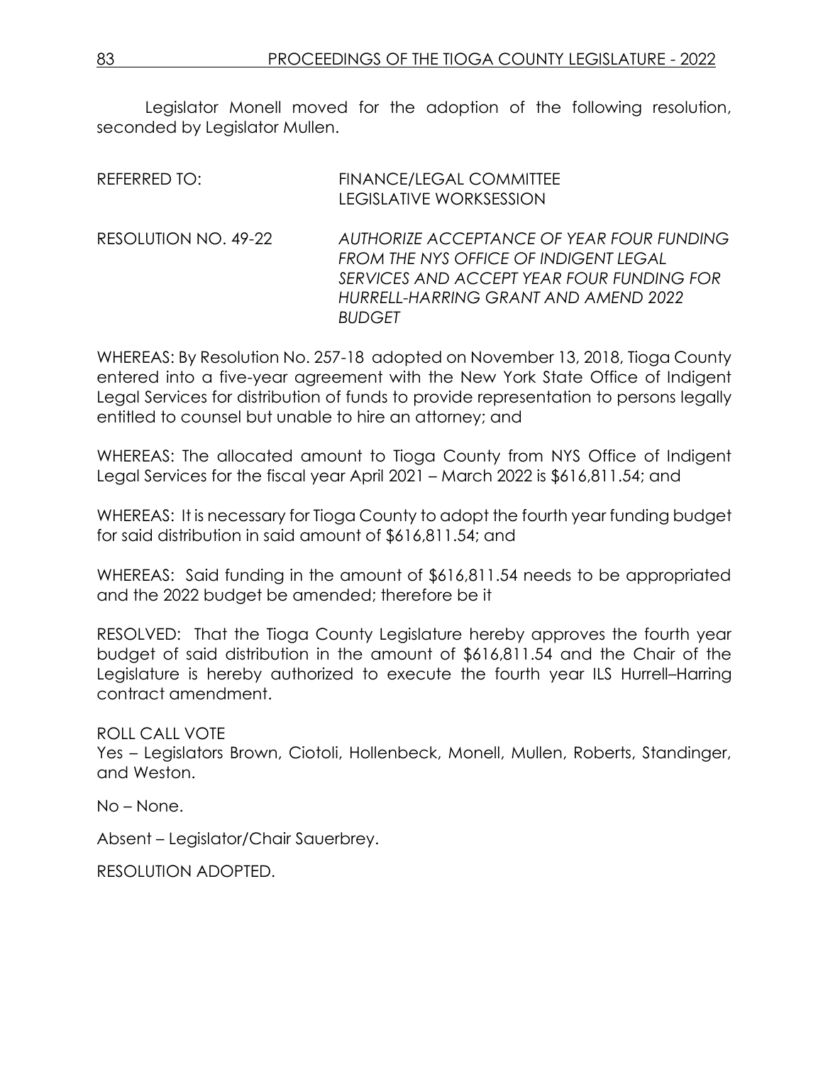Legislator Monell moved for the adoption of the following resolution, seconded by Legislator Mullen.

REFERRED TO: FINANCE/LEGAL COMMITTEE
LEGISLATIVE WORKSESSION

RESOLUTION NO. 49-22 *AUTHORIZE ACCEPTANCE OF YEAR FOUR FUNDING FROM THE NYS OFFICE OF INDIGENT LEGAL SERVICES AND ACCEPT YEAR FOUR FUNDING FOR HURRELL-HARRING GRANT AND AMEND 2022 BUDGET*

WHEREAS: By Resolution No. 257-18 adopted on November 13, 2018, Tioga County entered into a five-year agreement with the New York State Office of Indigent Legal Services for distribution of funds to provide representation to persons legally entitled to counsel but unable to hire an attorney; and

WHEREAS: The allocated amount to Tioga County from NYS Office of Indigent Legal Services for the fiscal year April 2021 – March 2022 is $616,811.54; and

WHEREAS: It is necessary for Tioga County to adopt the fourth year funding budget for said distribution in said amount of $616,811.54; and

WHEREAS: Said funding in the amount of $616,811.54 needs to be appropriated and the 2022 budget be amended; therefore be it

RESOLVED: That the Tioga County Legislature hereby approves the fourth year budget of said distribution in the amount of $616,811.54 and the Chair of the Legislature is hereby authorized to execute the fourth year ILS Hurrell–Harring contract amendment.

ROLL CALL VOTE
Yes – Legislators Brown, Ciotoli, Hollenbeck, Monell, Mullen, Roberts, Standinger, and Weston.

No – None.

Absent – Legislator/Chair Sauerbrey.

RESOLUTION ADOPTED.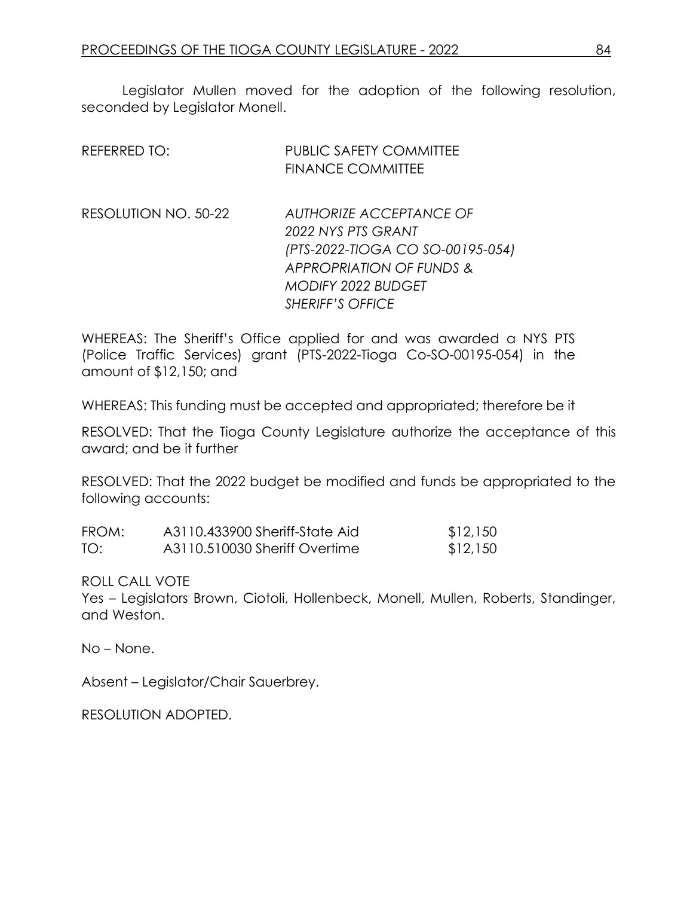Legislator Mullen moved for the adoption of the following resolution, seconded by Legislator Monell.

REFERRED TO: PUBLIC SAFETY COMMITTEE
FINANCE COMMITTEE

RESOLUTION NO. 50-22 *AUTHORIZE ACCEPTANCE OF 2022 NYS PTS GRANT (PTS-2022-TIOGA CO SO-00195-054) APPROPRIATION OF FUNDS & MODIFY 2022 BUDGET SHERIFF'S OFFICE*

WHEREAS: The Sheriff's Office applied for and was awarded a NYS PTS (Police Traffic Services) grant (PTS-2022-Tioga Co-SO-00195-054) in the amount of $12,150; and

WHEREAS: This funding must be accepted and appropriated; therefore be it

RESOLVED: That the Tioga County Legislature authorize the acceptance of this award; and be it further

RESOLVED: That the 2022 budget be modified and funds be appropriated to the following accounts:

| | | |
|---|---|---|
| FROM: | A3110.433900 Sheriff-State Aid | $12,150 |
| TO: | A3110.510030 Sheriff Overtime | $12,150 |

ROLL CALL VOTE
Yes – Legislators Brown, Ciotoli, Hollenbeck, Monell, Mullen, Roberts, Standinger, and Weston.

No – None.

Absent – Legislator/Chair Sauerbrey.

RESOLUTION ADOPTED.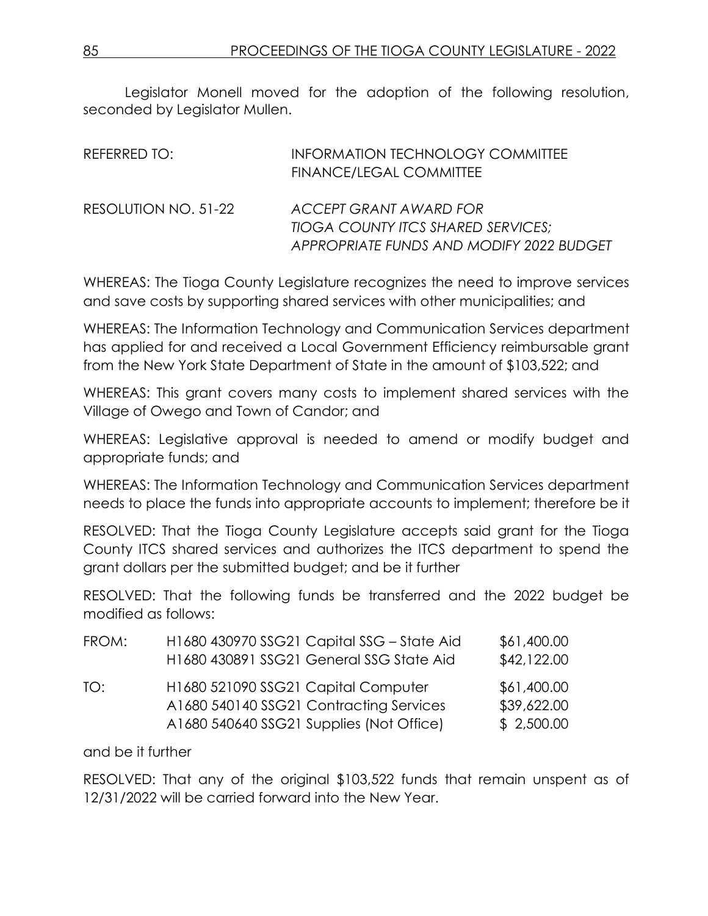Legislator Monell moved for the adoption of the following resolution, seconded by Legislator Mullen.

REFERRED TO: INFORMATION TECHNOLOGY COMMITTEE
FINANCE/LEGAL COMMITTEE

RESOLUTION NO. 51-22 *ACCEPT GRANT AWARD FOR TIOGA COUNTY ITCS SHARED SERVICES; APPROPRIATE FUNDS AND MODIFY 2022 BUDGET*

WHEREAS: The Tioga County Legislature recognizes the need to improve services and save costs by supporting shared services with other municipalities; and

WHEREAS: The Information Technology and Communication Services department has applied for and received a Local Government Efficiency reimbursable grant from the New York State Department of State in the amount of $103,522; and

WHEREAS: This grant covers many costs to implement shared services with the Village of Owego and Town of Candor; and

WHEREAS: Legislative approval is needed to amend or modify budget and appropriate funds; and

WHEREAS: The Information Technology and Communication Services department needs to place the funds into appropriate accounts to implement; therefore be it

RESOLVED: That the Tioga County Legislature accepts said grant for the Tioga County ITCS shared services and authorizes the ITCS department to spend the grant dollars per the submitted budget; and be it further

RESOLVED: That the following funds be transferred and the 2022 budget be modified as follows:

| | | |
|---|---|---|
| FROM: | H1680 430970 SSG21 Capital SSG – State Aid | $61,400.00 |
| | H1680 430891 SSG21 General SSG State Aid | $42,122.00 |
| TO: | H1680 521090 SSG21 Capital Computer | $61,400.00 |
| | A1680 540140 SSG21 Contracting Services | $39,622.00 |
| | A1680 540640 SSG21 Supplies (Not Office) | $ 2,500.00 |

and be it further

RESOLVED: That any of the original $103,522 funds that remain unspent as of 12/31/2022 will be carried forward into the New Year.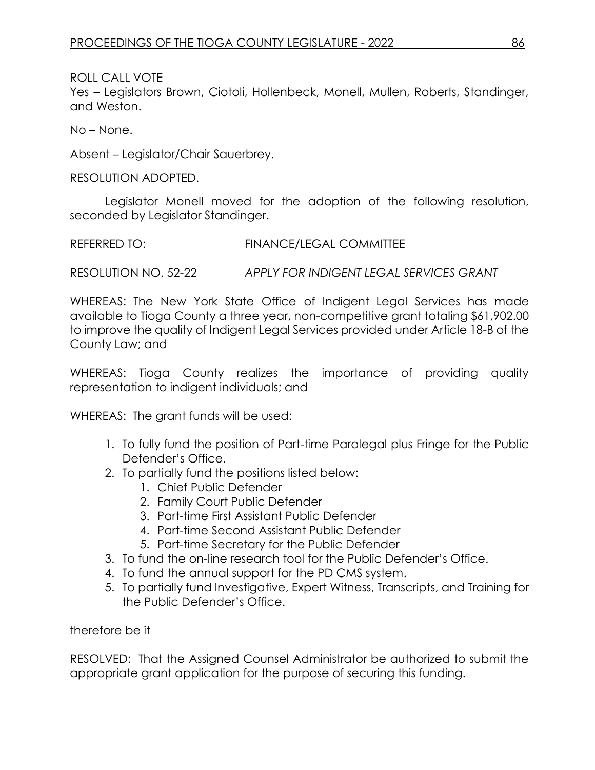ROLL CALL VOTE
Yes – Legislators Brown, Ciotoli, Hollenbeck, Monell, Mullen, Roberts, Standinger, and Weston.

No – None.

Absent – Legislator/Chair Sauerbrey.

RESOLUTION ADOPTED.

Legislator Monell moved for the adoption of the following resolution, seconded by Legislator Standinger.

REFERRED TO: FINANCE/LEGAL COMMITTEE

RESOLUTION NO. 52-22 *APPLY FOR INDIGENT LEGAL SERVICES GRANT*

WHEREAS: The New York State Office of Indigent Legal Services has made available to Tioga County a three year, non-competitive grant totaling $61,902.00 to improve the quality of Indigent Legal Services provided under Article 18-B of the County Law; and

WHEREAS: Tioga County realizes the importance of providing quality representation to indigent individuals; and

WHEREAS: The grant funds will be used:

1. To fully fund the position of Part-time Paralegal plus Fringe for the Public Defender's Office.
2. To partially fund the positions listed below:
    1. Chief Public Defender
    2. Family Court Public Defender
    3. Part-time First Assistant Public Defender
    4. Part-time Second Assistant Public Defender
    5. Part-time Secretary for the Public Defender
3. To fund the on-line research tool for the Public Defender's Office.
4. To fund the annual support for the PD CMS system.
5. To partially fund Investigative, Expert Witness, Transcripts, and Training for the Public Defender's Office.

therefore be it

RESOLVED: That the Assigned Counsel Administrator be authorized to submit the appropriate grant application for the purpose of securing this funding.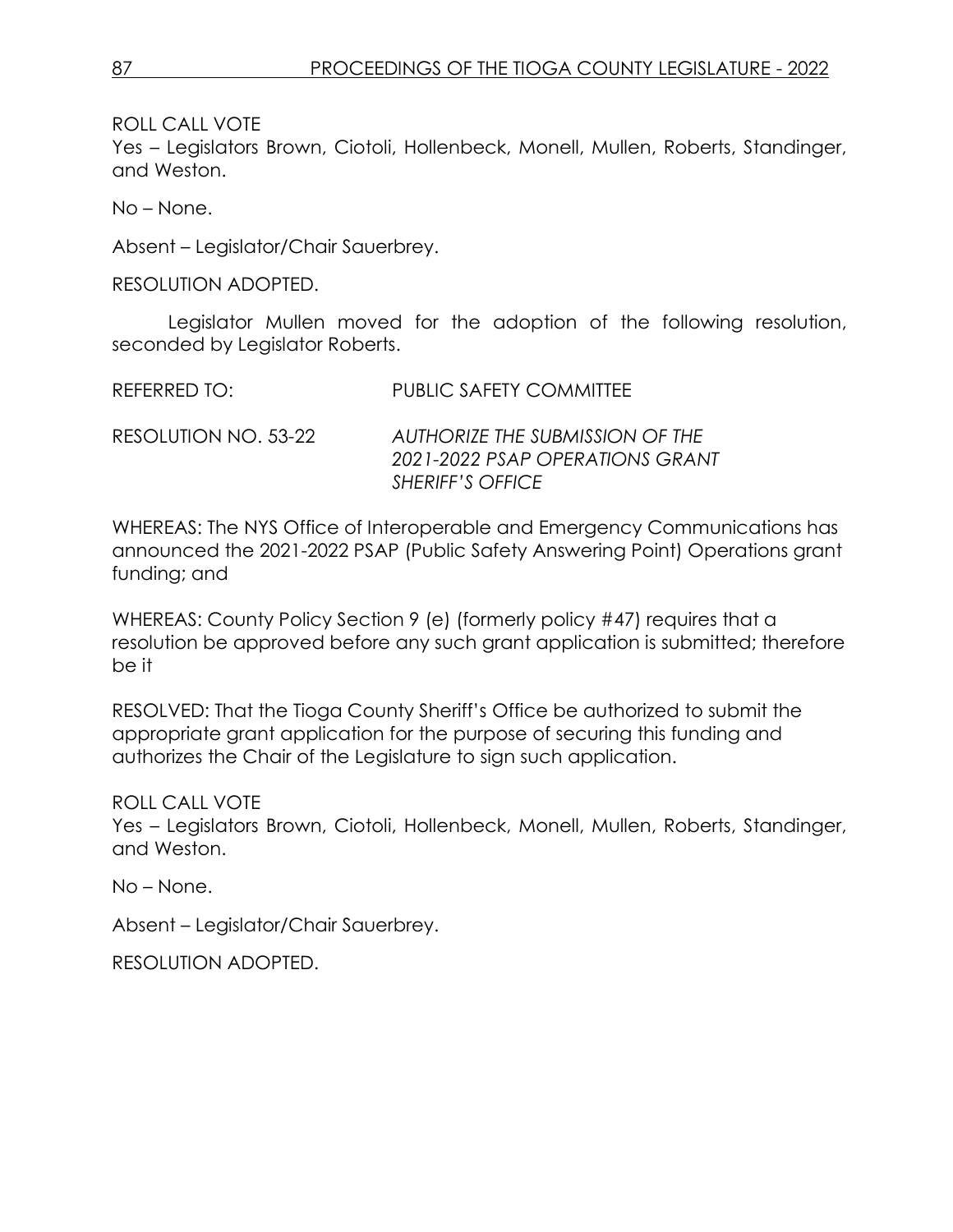ROLL CALL VOTE
Yes – Legislators Brown, Ciotoli, Hollenbeck, Monell, Mullen, Roberts, Standinger, and Weston.

No – None.

Absent – Legislator/Chair Sauerbrey.

RESOLUTION ADOPTED.

Legislator Mullen moved for the adoption of the following resolution, seconded by Legislator Roberts.

REFERRED TO: PUBLIC SAFETY COMMITTEE

RESOLUTION NO. 53-22 *AUTHORIZE THE SUBMISSION OF THE 2021-2022 PSAP OPERATIONS GRANT SHERIFF'S OFFICE*

WHEREAS: The NYS Office of Interoperable and Emergency Communications has announced the 2021-2022 PSAP (Public Safety Answering Point) Operations grant funding; and

WHEREAS: County Policy Section 9 (e) (formerly policy #47) requires that a resolution be approved before any such grant application is submitted; therefore be it

RESOLVED: That the Tioga County Sheriff's Office be authorized to submit the appropriate grant application for the purpose of securing this funding and authorizes the Chair of the Legislature to sign such application.

ROLL CALL VOTE
Yes – Legislators Brown, Ciotoli, Hollenbeck, Monell, Mullen, Roberts, Standinger, and Weston.

No – None.

Absent – Legislator/Chair Sauerbrey.

RESOLUTION ADOPTED.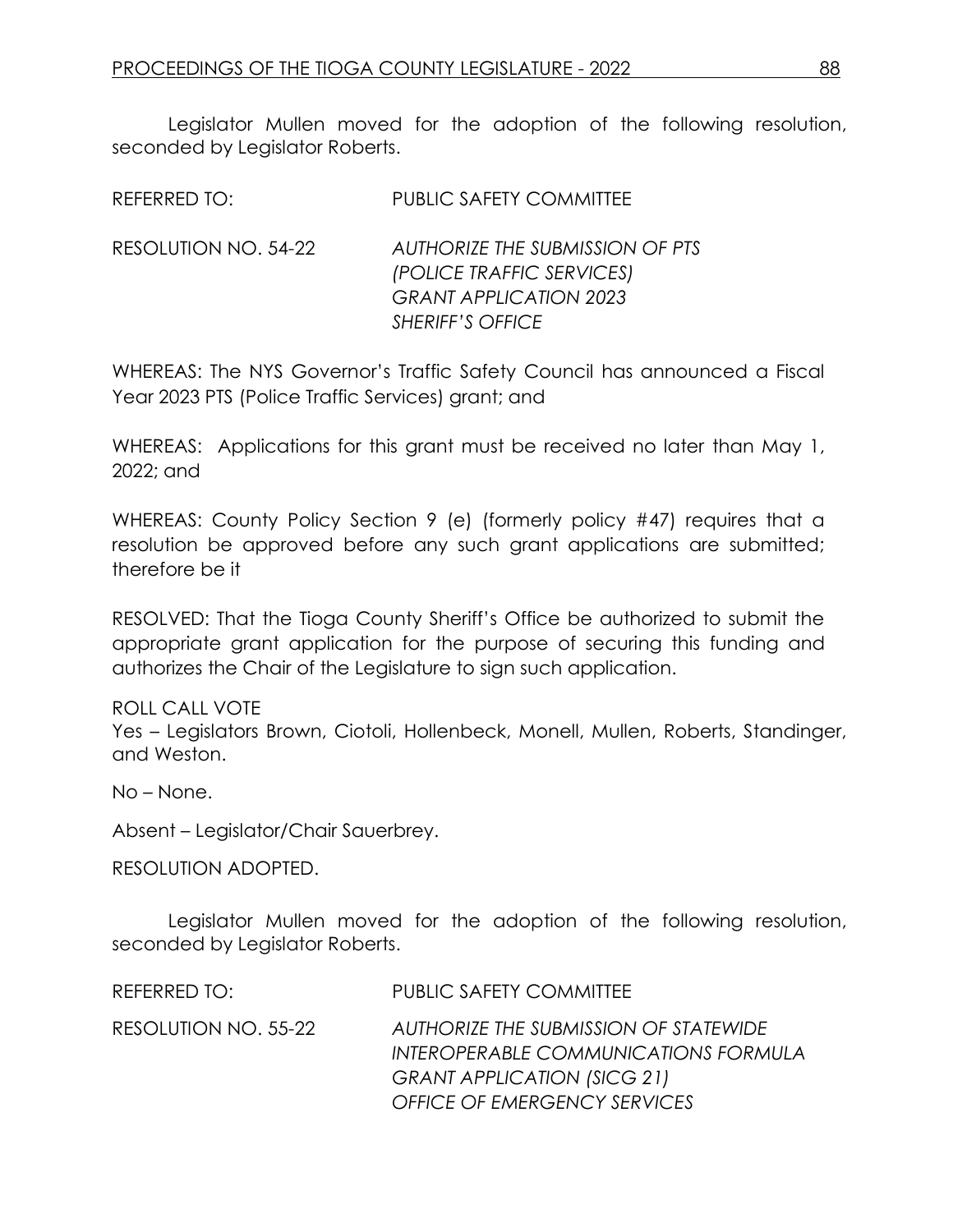Legislator Mullen moved for the adoption of the following resolution, seconded by Legislator Roberts.

REFERRED TO: PUBLIC SAFETY COMMITTEE

RESOLUTION NO. 54-22 *AUTHORIZE THE SUBMISSION OF PTS (POLICE TRAFFIC SERVICES) GRANT APPLICATION 2023 SHERIFF'S OFFICE*

WHEREAS: The NYS Governor's Traffic Safety Council has announced a Fiscal Year 2023 PTS (Police Traffic Services) grant; and

WHEREAS: Applications for this grant must be received no later than May 1, 2022; and

WHEREAS: County Policy Section 9 (e) (formerly policy #47) requires that a resolution be approved before any such grant applications are submitted; therefore be it

RESOLVED: That the Tioga County Sheriff's Office be authorized to submit the appropriate grant application for the purpose of securing this funding and authorizes the Chair of the Legislature to sign such application.

ROLL CALL VOTE
Yes – Legislators Brown, Ciotoli, Hollenbeck, Monell, Mullen, Roberts, Standinger, and Weston.

No – None.

Absent – Legislator/Chair Sauerbrey.

RESOLUTION ADOPTED.

Legislator Mullen moved for the adoption of the following resolution, seconded by Legislator Roberts.

REFERRED TO: PUBLIC SAFETY COMMITTEE

RESOLUTION NO. 55-22 *AUTHORIZE THE SUBMISSION OF STATEWIDE INTEROPERABLE COMMUNICATIONS FORMULA GRANT APPLICATION (SICG 21) OFFICE OF EMERGENCY SERVICES*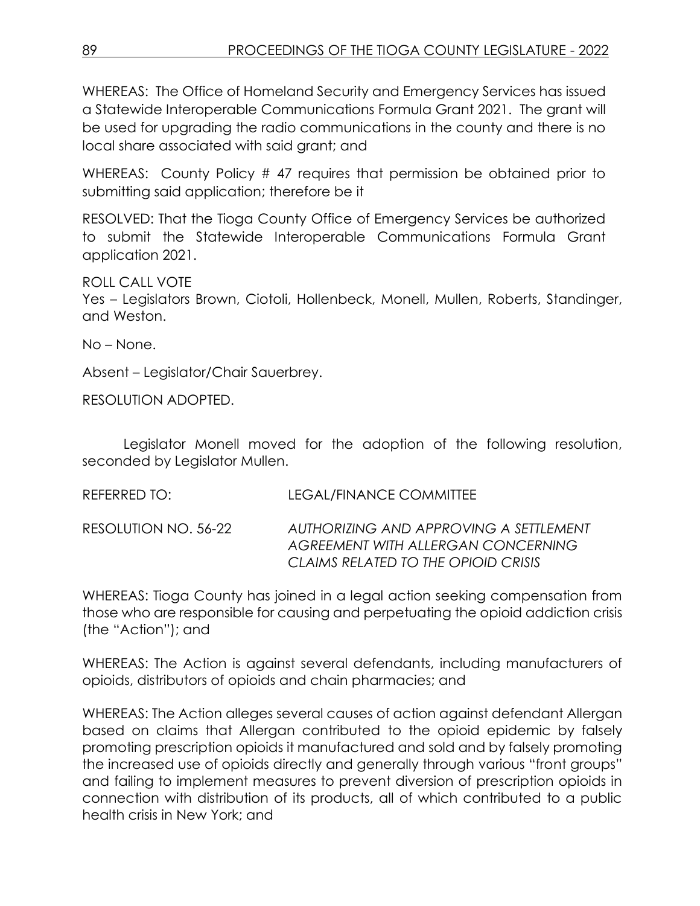WHEREAS: The Office of Homeland Security and Emergency Services has issued a Statewide Interoperable Communications Formula Grant 2021. The grant will be used for upgrading the radio communications in the county and there is no local share associated with said grant; and

WHEREAS: County Policy # 47 requires that permission be obtained prior to submitting said application; therefore be it

RESOLVED: That the Tioga County Office of Emergency Services be authorized to submit the Statewide Interoperable Communications Formula Grant application 2021.

ROLL CALL VOTE
Yes – Legislators Brown, Ciotoli, Hollenbeck, Monell, Mullen, Roberts, Standinger, and Weston.

No – None.

Absent – Legislator/Chair Sauerbrey.

RESOLUTION ADOPTED.

Legislator Monell moved for the adoption of the following resolution, seconded by Legislator Mullen.

REFERRED TO: LEGAL/FINANCE COMMITTEE

RESOLUTION NO. 56-22 *AUTHORIZING AND APPROVING A SETTLEMENT AGREEMENT WITH ALLERGAN CONCERNING CLAIMS RELATED TO THE OPIOID CRISIS*

WHEREAS: Tioga County has joined in a legal action seeking compensation from those who are responsible for causing and perpetuating the opioid addiction crisis (the "Action"); and

WHEREAS: The Action is against several defendants, including manufacturers of opioids, distributors of opioids and chain pharmacies; and

WHEREAS: The Action alleges several causes of action against defendant Allergan based on claims that Allergan contributed to the opioid epidemic by falsely promoting prescription opioids it manufactured and sold and by falsely promoting the increased use of opioids directly and generally through various "front groups" and failing to implement measures to prevent diversion of prescription opioids in connection with distribution of its products, all of which contributed to a public health crisis in New York; and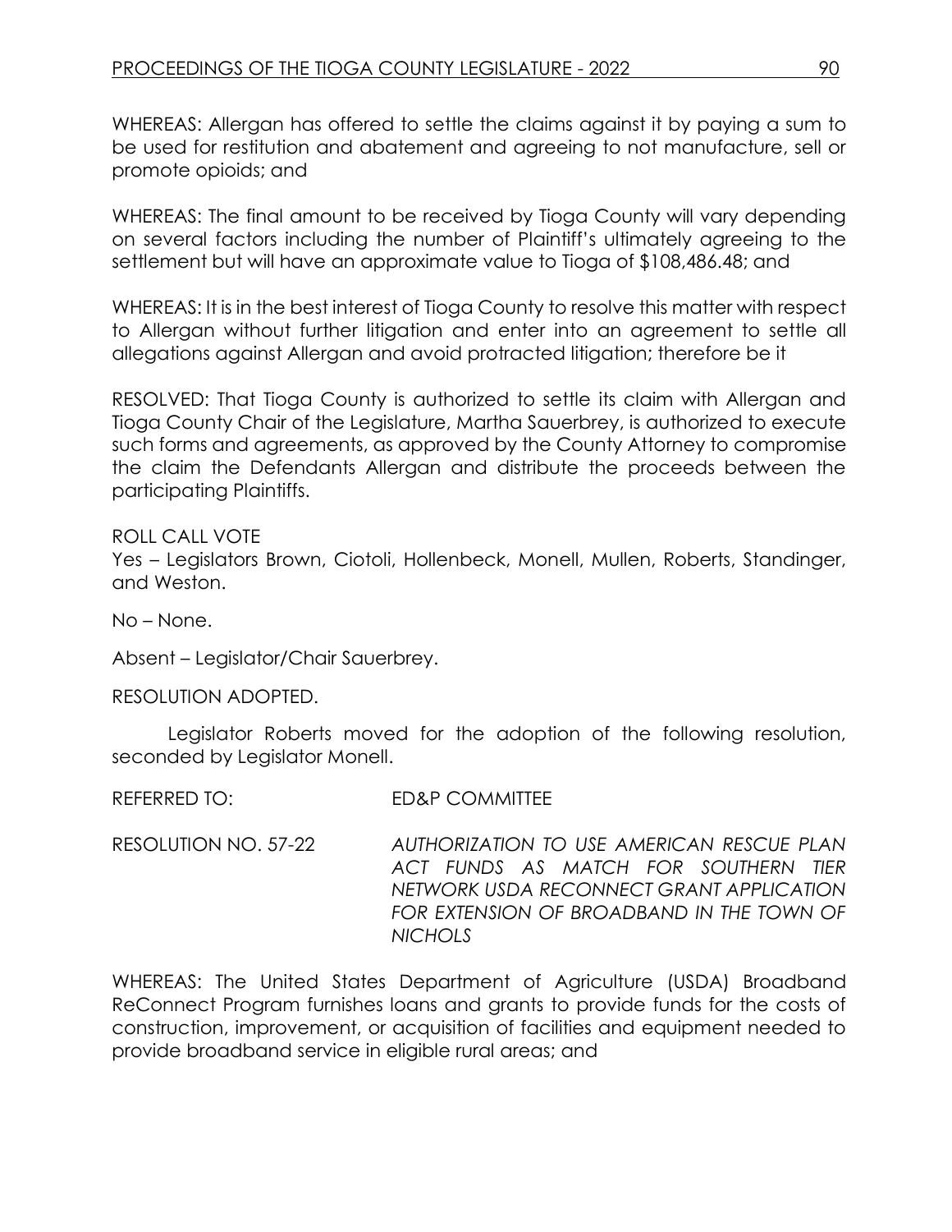WHEREAS: Allergan has offered to settle the claims against it by paying a sum to be used for restitution and abatement and agreeing to not manufacture, sell or promote opioids; and

WHEREAS: The final amount to be received by Tioga County will vary depending on several factors including the number of Plaintiff's ultimately agreeing to the settlement but will have an approximate value to Tioga of $108,486.48; and

WHEREAS: It is in the best interest of Tioga County to resolve this matter with respect to Allergan without further litigation and enter into an agreement to settle all allegations against Allergan and avoid protracted litigation; therefore be it

RESOLVED: That Tioga County is authorized to settle its claim with Allergan and Tioga County Chair of the Legislature, Martha Sauerbrey, is authorized to execute such forms and agreements, as approved by the County Attorney to compromise the claim the Defendants Allergan and distribute the proceeds between the participating Plaintiffs.

ROLL CALL VOTE
Yes – Legislators Brown, Ciotoli, Hollenbeck, Monell, Mullen, Roberts, Standinger, and Weston.

No – None.

Absent – Legislator/Chair Sauerbrey.

RESOLUTION ADOPTED.

Legislator Roberts moved for the adoption of the following resolution, seconded by Legislator Monell.

REFERRED TO: ED&P COMMITTEE

RESOLUTION NO. 57-22 *AUTHORIZATION TO USE AMERICAN RESCUE PLAN ACT FUNDS AS MATCH FOR SOUTHERN TIER NETWORK USDA RECONNECT GRANT APPLICATION FOR EXTENSION OF BROADBAND IN THE TOWN OF NICHOLS*

WHEREAS: The United States Department of Agriculture (USDA) Broadband ReConnect Program furnishes loans and grants to provide funds for the costs of construction, improvement, or acquisition of facilities and equipment needed to provide broadband service in eligible rural areas; and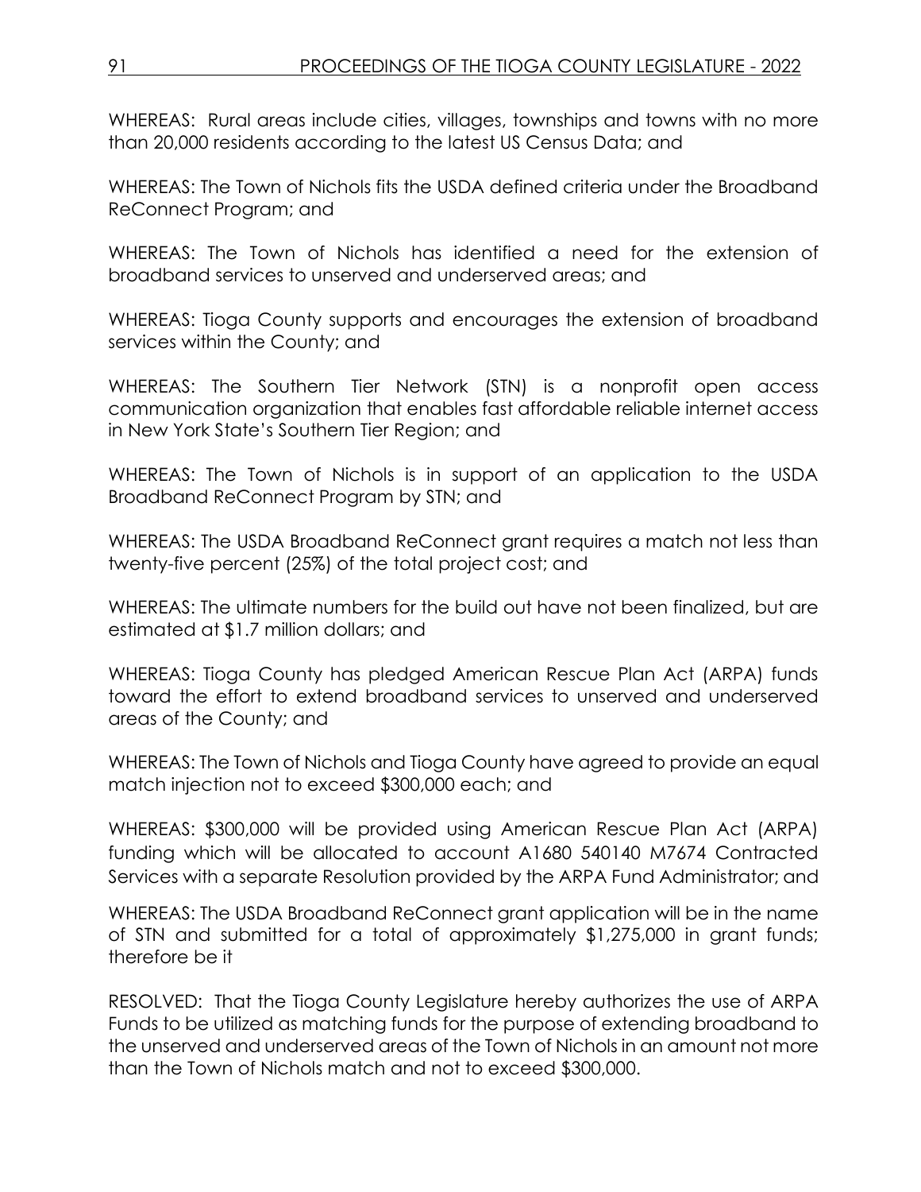WHEREAS: Rural areas include cities, villages, townships and towns with no more than 20,000 residents according to the latest US Census Data; and

WHEREAS: The Town of Nichols fits the USDA defined criteria under the Broadband ReConnect Program; and

WHEREAS: The Town of Nichols has identified a need for the extension of broadband services to unserved and underserved areas; and

WHEREAS: Tioga County supports and encourages the extension of broadband services within the County; and

WHEREAS: The Southern Tier Network (STN) is a nonprofit open access communication organization that enables fast affordable reliable internet access in New York State's Southern Tier Region; and

WHEREAS: The Town of Nichols is in support of an application to the USDA Broadband ReConnect Program by STN; and

WHEREAS: The USDA Broadband ReConnect grant requires a match not less than twenty-five percent (25%) of the total project cost; and

WHEREAS: The ultimate numbers for the build out have not been finalized, but are estimated at $1.7 million dollars; and

WHEREAS: Tioga County has pledged American Rescue Plan Act (ARPA) funds toward the effort to extend broadband services to unserved and underserved areas of the County; and

WHEREAS: The Town of Nichols and Tioga County have agreed to provide an equal match injection not to exceed $300,000 each; and

WHEREAS: $300,000 will be provided using American Rescue Plan Act (ARPA) funding which will be allocated to account A1680 540140 M7674 Contracted Services with a separate Resolution provided by the ARPA Fund Administrator; and

WHEREAS: The USDA Broadband ReConnect grant application will be in the name of STN and submitted for a total of approximately $1,275,000 in grant funds; therefore be it

RESOLVED: That the Tioga County Legislature hereby authorizes the use of ARPA Funds to be utilized as matching funds for the purpose of extending broadband to the unserved and underserved areas of the Town of Nichols in an amount not more than the Town of Nichols match and not to exceed $300,000.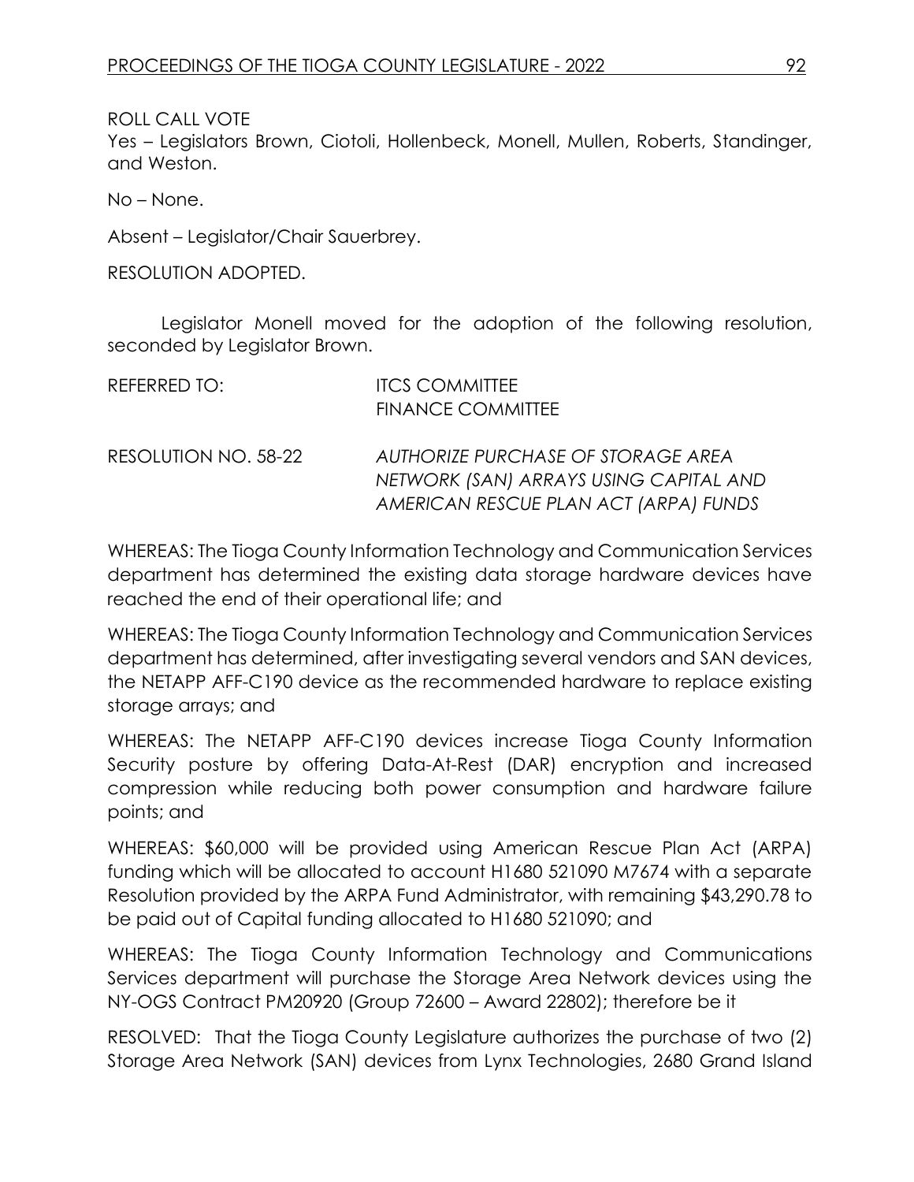ROLL CALL VOTE

Yes – Legislators Brown, Ciotoli, Hollenbeck, Monell, Mullen, Roberts, Standinger, and Weston.

No – None.

Absent – Legislator/Chair Sauerbrey.

RESOLUTION ADOPTED.

Legislator Monell moved for the adoption of the following resolution, seconded by Legislator Brown.

REFERRED TO: ITCS COMMITTEE
FINANCE COMMITTEE

RESOLUTION NO. 58-22 *AUTHORIZE PURCHASE OF STORAGE AREA NETWORK (SAN) ARRAYS USING CAPITAL AND AMERICAN RESCUE PLAN ACT (ARPA) FUNDS*

WHEREAS: The Tioga County Information Technology and Communication Services department has determined the existing data storage hardware devices have reached the end of their operational life; and

WHEREAS: The Tioga County Information Technology and Communication Services department has determined, after investigating several vendors and SAN devices, the NETAPP AFF-C190 device as the recommended hardware to replace existing storage arrays; and

WHEREAS: The NETAPP AFF-C190 devices increase Tioga County Information Security posture by offering Data-At-Rest (DAR) encryption and increased compression while reducing both power consumption and hardware failure points; and

WHEREAS: $60,000 will be provided using American Rescue Plan Act (ARPA) funding which will be allocated to account H1680 521090 M7674 with a separate Resolution provided by the ARPA Fund Administrator, with remaining $43,290.78 to be paid out of Capital funding allocated to H1680 521090; and

WHEREAS: The Tioga County Information Technology and Communications Services department will purchase the Storage Area Network devices using the NY-OGS Contract PM20920 (Group 72600 – Award 22802); therefore be it

RESOLVED: That the Tioga County Legislature authorizes the purchase of two (2) Storage Area Network (SAN) devices from Lynx Technologies, 2680 Grand Island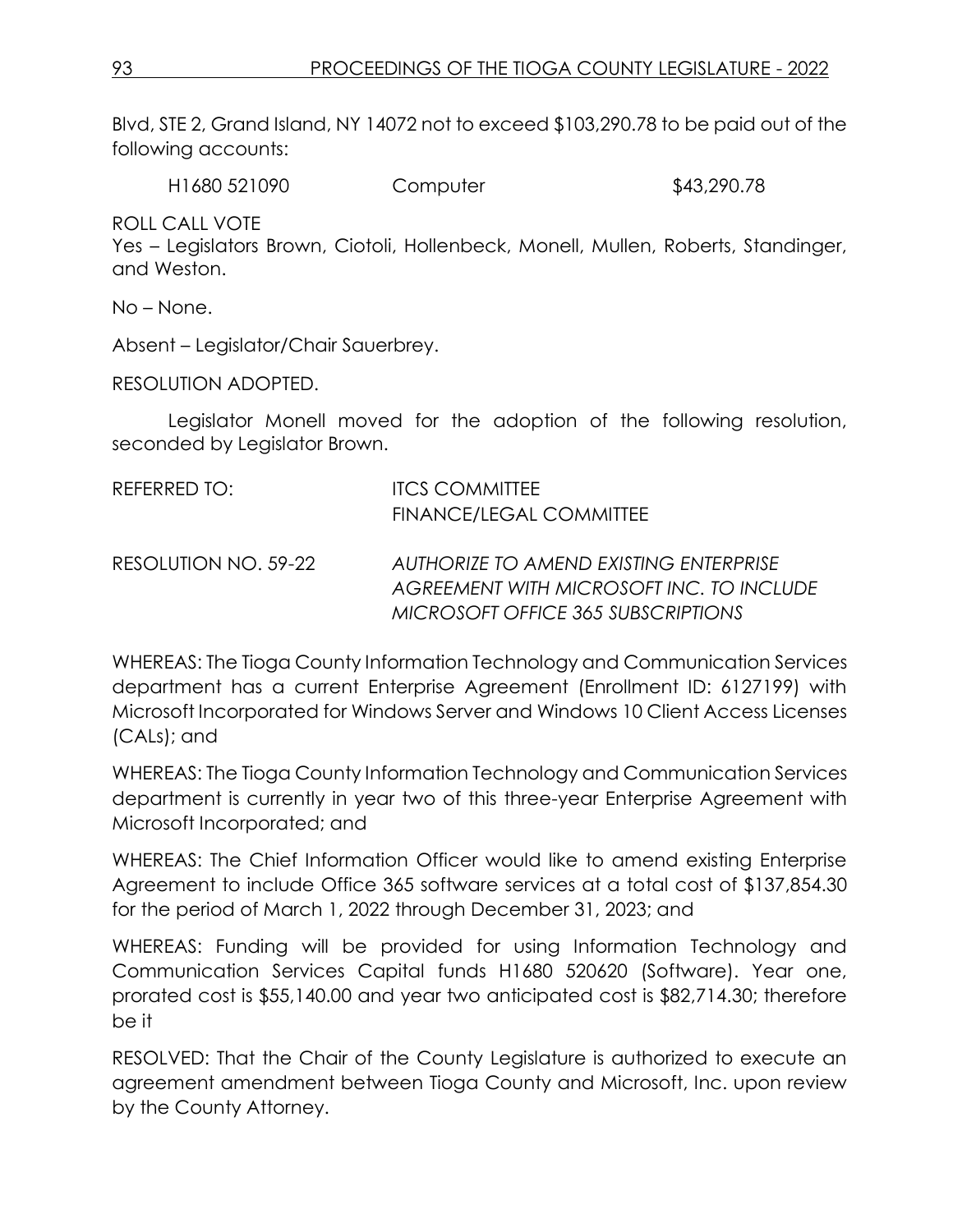Blvd, STE 2, Grand Island, NY 14072 not to exceed $103,290.78 to be paid out of the following accounts:

| H1680 521090 | Computer | $43,290.78 |
|---|---|---|

ROLL CALL VOTE
Yes – Legislators Brown, Ciotoli, Hollenbeck, Monell, Mullen, Roberts, Standinger, and Weston.

No – None.

Absent – Legislator/Chair Sauerbrey.

RESOLUTION ADOPTED.

Legislator Monell moved for the adoption of the following resolution, seconded by Legislator Brown.

REFERRED TO: ITCS COMMITTEE
FINANCE/LEGAL COMMITTEE

RESOLUTION NO. 59-22 *AUTHORIZE TO AMEND EXISTING ENTERPRISE AGREEMENT WITH MICROSOFT INC. TO INCLUDE MICROSOFT OFFICE 365 SUBSCRIPTIONS*

WHEREAS: The Tioga County Information Technology and Communication Services department has a current Enterprise Agreement (Enrollment ID: 6127199) with Microsoft Incorporated for Windows Server and Windows 10 Client Access Licenses (CALs); and

WHEREAS: The Tioga County Information Technology and Communication Services department is currently in year two of this three-year Enterprise Agreement with Microsoft Incorporated; and

WHEREAS: The Chief Information Officer would like to amend existing Enterprise Agreement to include Office 365 software services at a total cost of $137,854.30 for the period of March 1, 2022 through December 31, 2023; and

WHEREAS: Funding will be provided for using Information Technology and Communication Services Capital funds H1680 520620 (Software). Year one, prorated cost is $55,140.00 and year two anticipated cost is $82,714.30; therefore be it

RESOLVED: That the Chair of the County Legislature is authorized to execute an agreement amendment between Tioga County and Microsoft, Inc. upon review by the County Attorney.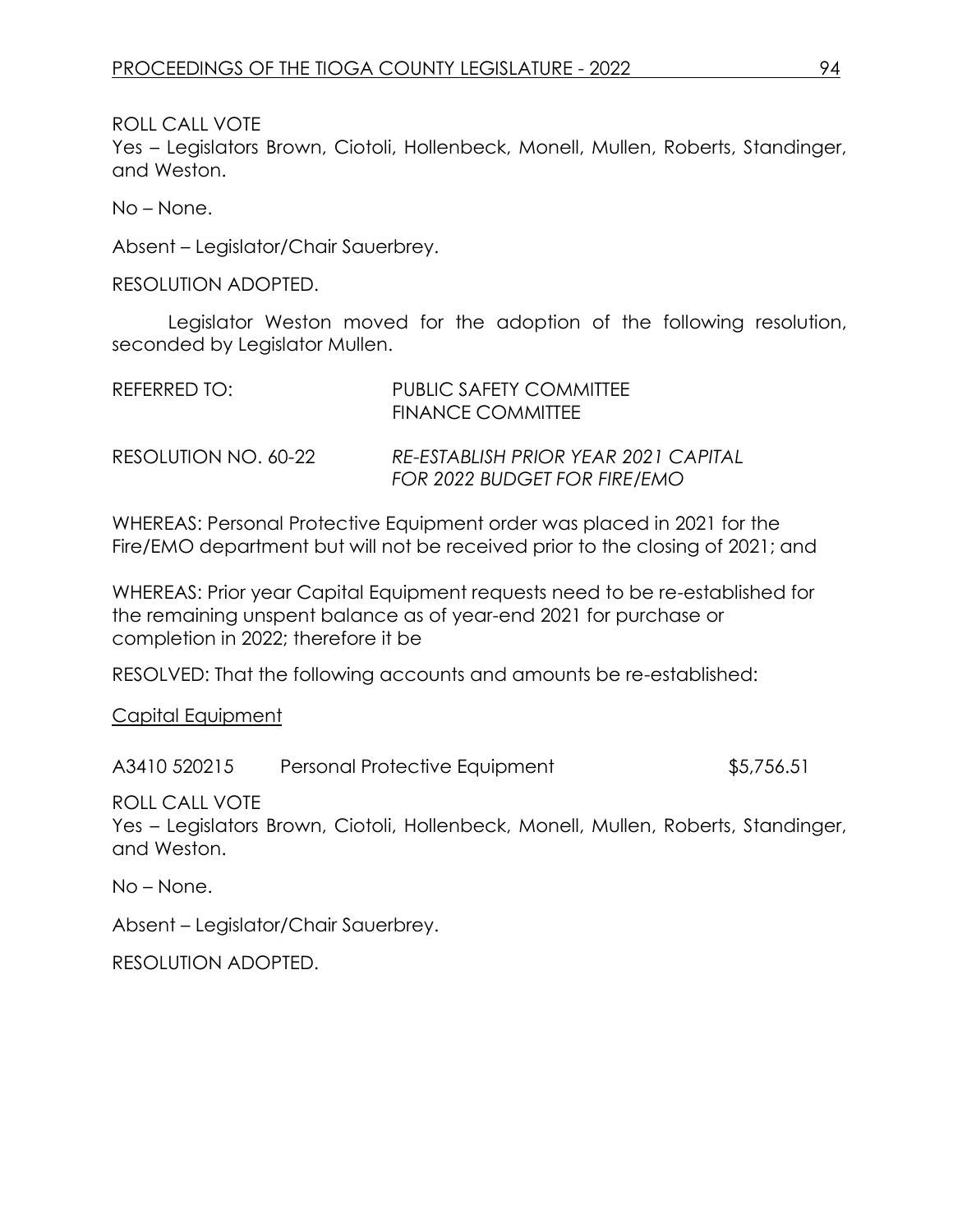ROLL CALL VOTE

Yes – Legislators Brown, Ciotoli, Hollenbeck, Monell, Mullen, Roberts, Standinger, and Weston.

No – None.

Absent – Legislator/Chair Sauerbrey.

RESOLUTION ADOPTED.

Legislator Weston moved for the adoption of the following resolution, seconded by Legislator Mullen.

REFERRED TO: PUBLIC SAFETY COMMITTEE
FINANCE COMMITTEE

RESOLUTION NO. 60-22 *RE-ESTABLISH PRIOR YEAR 2021 CAPITAL FOR 2022 BUDGET FOR FIRE/EMO*

WHEREAS: Personal Protective Equipment order was placed in 2021 for the Fire/EMO department but will not be received prior to the closing of 2021; and

WHEREAS: Prior year Capital Equipment requests need to be re-established for the remaining unspent balance as of year-end 2021 for purchase or completion in 2022; therefore it be

RESOLVED: That the following accounts and amounts be re-established:

Capital Equipment

A3410 520215 Personal Protective Equipment $5,756.51

ROLL CALL VOTE

Yes – Legislators Brown, Ciotoli, Hollenbeck, Monell, Mullen, Roberts, Standinger, and Weston.

No – None.

Absent – Legislator/Chair Sauerbrey.

RESOLUTION ADOPTED.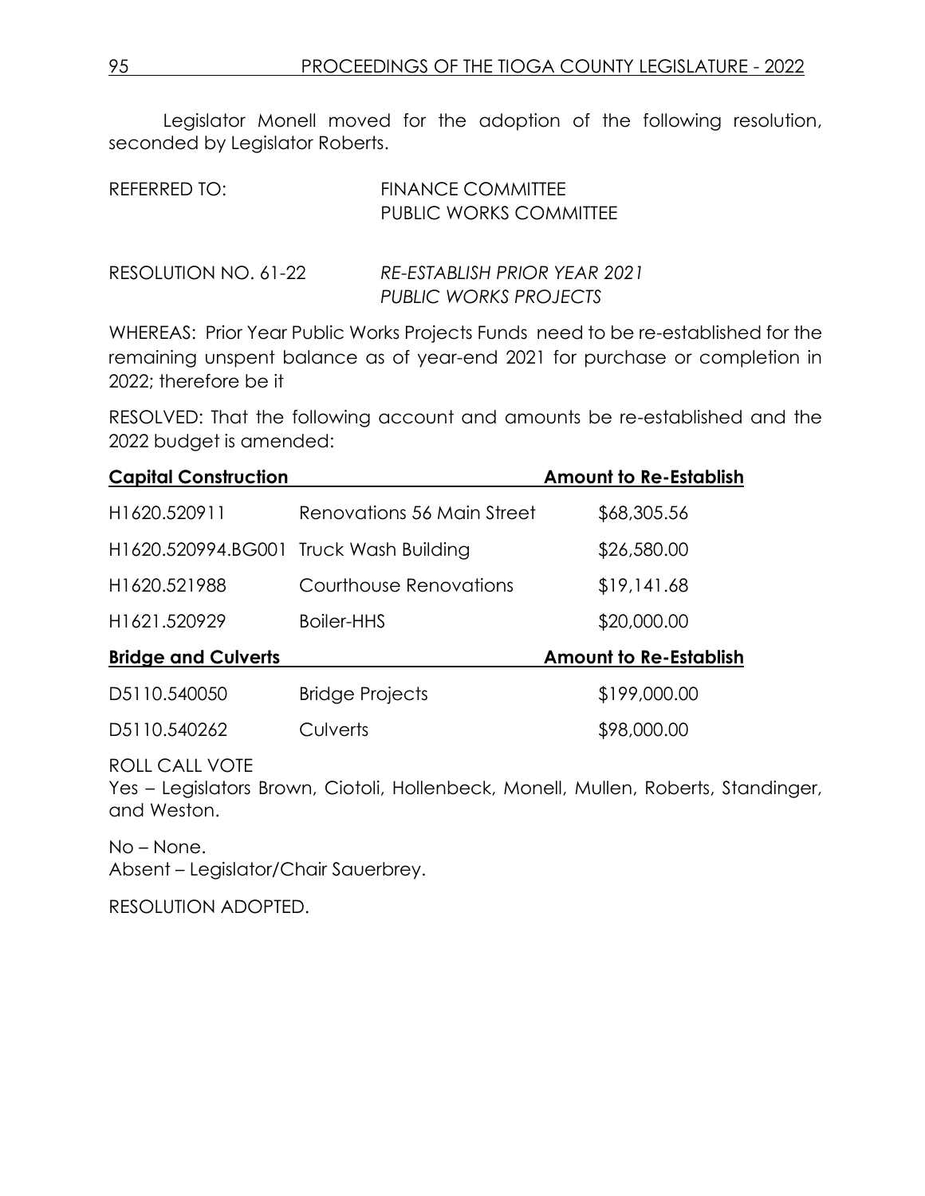Legislator Monell moved for the adoption of the following resolution, seconded by Legislator Roberts.

REFERRED TO: FINANCE COMMITTEE
PUBLIC WORKS COMMITTEE

RESOLUTION NO. 61-22 *RE-ESTABLISH PRIOR YEAR 2021 PUBLIC WORKS PROJECTS*

WHEREAS: Prior Year Public Works Projects Funds need to be re-established for the remaining unspent balance as of year-end 2021 for purchase or completion in 2022; therefore be it

RESOLVED: That the following account and amounts be re-established and the 2022 budget is amended:

| **Capital Construction** | | **Amount to Re-Establish** |
|---|---|---|
| H1620.520911 | Renovations 56 Main Street | $68,305.56 |
| H1620.520994.BG001 | Truck Wash Building | $26,580.00 |
| H1620.521988 | Courthouse Renovations | $19,141.68 |
| H1621.520929 | Boiler-HHS | $20,000.00 |
| **Bridge and Culverts** | | **Amount to Re-Establish** |
| D5110.540050 | Bridge Projects | $199,000.00 |
| D5110.540262 | Culverts | $98,000.00 |

ROLL CALL VOTE
Yes – Legislators Brown, Ciotoli, Hollenbeck, Monell, Mullen, Roberts, Standinger, and Weston.

No – None.
Absent – Legislator/Chair Sauerbrey.

RESOLUTION ADOPTED.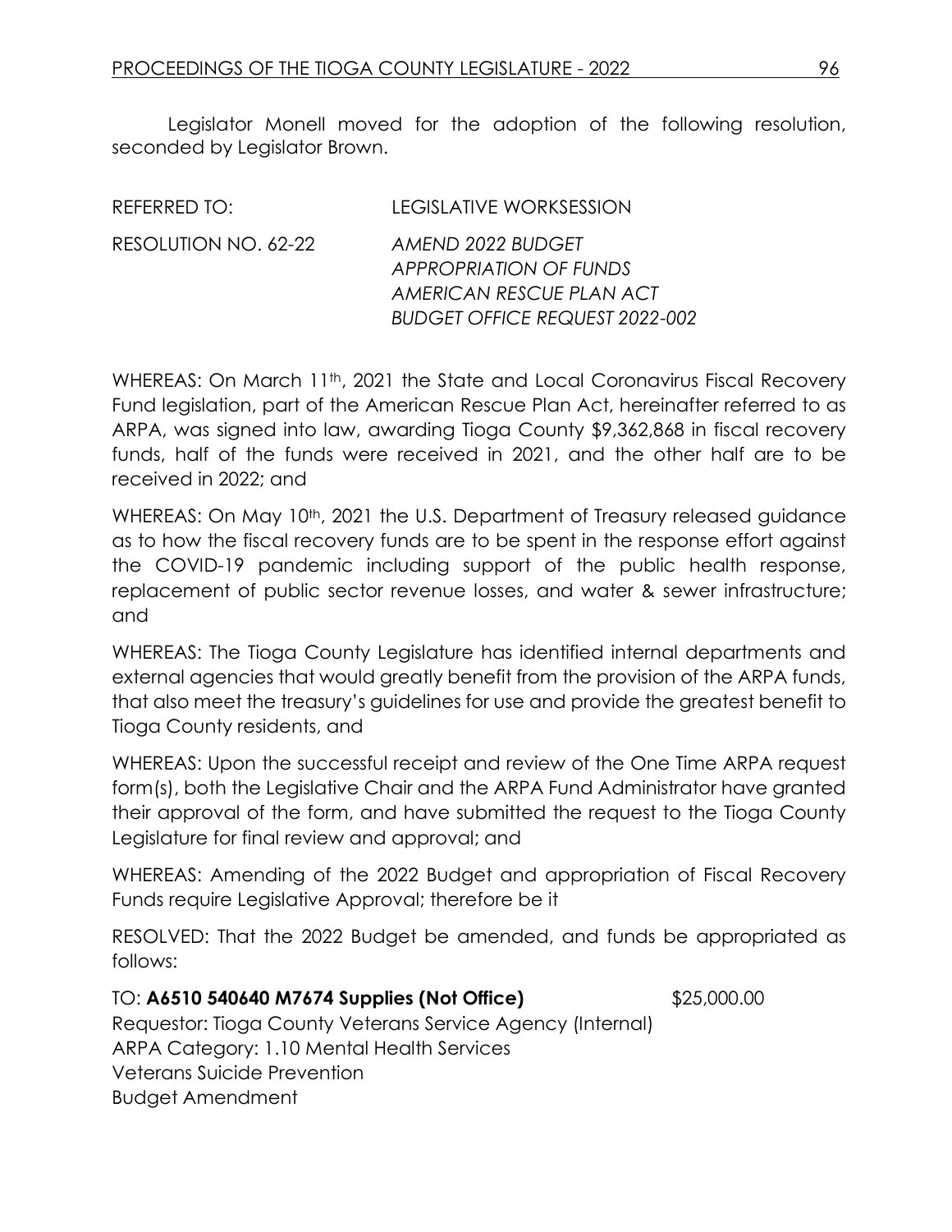Legislator Monell moved for the adoption of the following resolution, seconded by Legislator Brown.

REFERRED TO: LEGISLATIVE WORKSESSION

RESOLUTION NO. 62-22 *AMEND 2022 BUDGET*
*APPROPRIATION OF FUNDS*
*AMERICAN RESCUE PLAN ACT*
*BUDGET OFFICE REQUEST 2022-002*

WHEREAS: On March 11th, 2021 the State and Local Coronavirus Fiscal Recovery Fund legislation, part of the American Rescue Plan Act, hereinafter referred to as ARPA, was signed into law, awarding Tioga County $9,362,868 in fiscal recovery funds, half of the funds were received in 2021, and the other half are to be received in 2022; and

WHEREAS: On May 10th, 2021 the U.S. Department of Treasury released guidance as to how the fiscal recovery funds are to be spent in the response effort against the COVID-19 pandemic including support of the public health response, replacement of public sector revenue losses, and water & sewer infrastructure; and

WHEREAS: The Tioga County Legislature has identified internal departments and external agencies that would greatly benefit from the provision of the ARPA funds, that also meet the treasury's guidelines for use and provide the greatest benefit to Tioga County residents, and

WHEREAS: Upon the successful receipt and review of the One Time ARPA request form(s), both the Legislative Chair and the ARPA Fund Administrator have granted their approval of the form, and have submitted the request to the Tioga County Legislature for final review and approval; and

WHEREAS: Amending of the 2022 Budget and appropriation of Fiscal Recovery Funds require Legislative Approval; therefore be it

RESOLVED: That the 2022 Budget be amended, and funds be appropriated as follows:

TO: **A6510 540640 M7674 Supplies (Not Office)** $25,000.00
Requestor: Tioga County Veterans Service Agency (Internal)
ARPA Category: 1.10 Mental Health Services
Veterans Suicide Prevention
Budget Amendment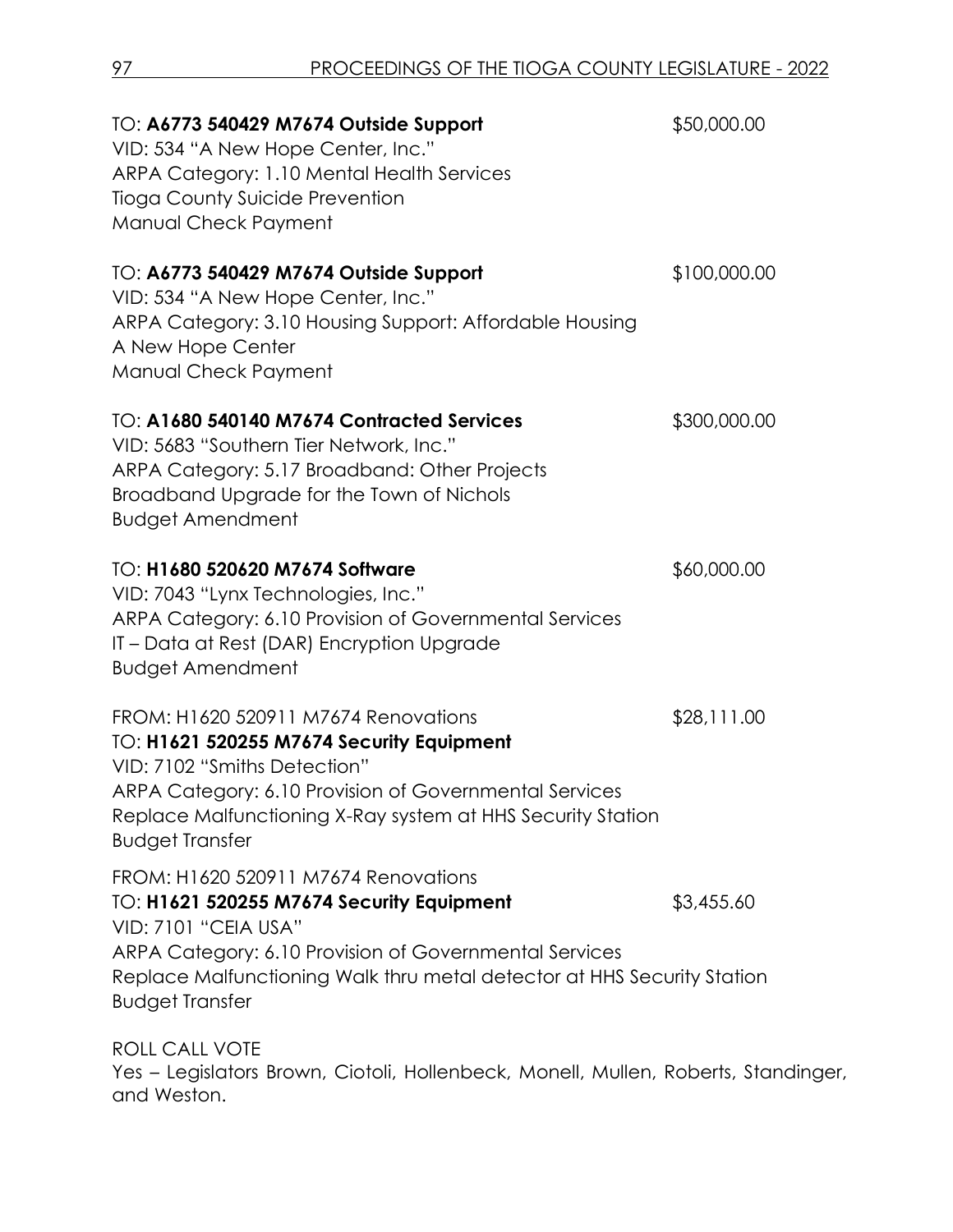TO: **A6773 540429 M7674 Outside Support** $50,000.00
VID: 534 "A New Hope Center, Inc."
ARPA Category: 1.10 Mental Health Services
Tioga County Suicide Prevention
Manual Check Payment

TO: **A6773 540429 M7674 Outside Support** $100,000.00
VID: 534 "A New Hope Center, Inc."
ARPA Category: 3.10 Housing Support: Affordable Housing
A New Hope Center
Manual Check Payment

TO: **A1680 540140 M7674 Contracted Services** $300,000.00
VID: 5683 "Southern Tier Network, Inc."
ARPA Category: 5.17 Broadband: Other Projects
Broadband Upgrade for the Town of Nichols
Budget Amendment

TO: **H1680 520620 M7674 Software** $60,000.00
VID: 7043 "Lynx Technologies, Inc."
ARPA Category: 6.10 Provision of Governmental Services
IT – Data at Rest (DAR) Encryption Upgrade
Budget Amendment

FROM: H1620 520911 M7674 Renovations $28,111.00
TO: **H1621 520255 M7674 Security Equipment**
VID: 7102 "Smiths Detection"
ARPA Category: 6.10 Provision of Governmental Services
Replace Malfunctioning X-Ray system at HHS Security Station
Budget Transfer

FROM: H1620 520911 M7674 Renovations
TO: **H1621 520255 M7674 Security Equipment** $3,455.60
VID: 7101 "CEIA USA"
ARPA Category: 6.10 Provision of Governmental Services
Replace Malfunctioning Walk thru metal detector at HHS Security Station
Budget Transfer

ROLL CALL VOTE
Yes – Legislators Brown, Ciotoli, Hollenbeck, Monell, Mullen, Roberts, Standinger, and Weston.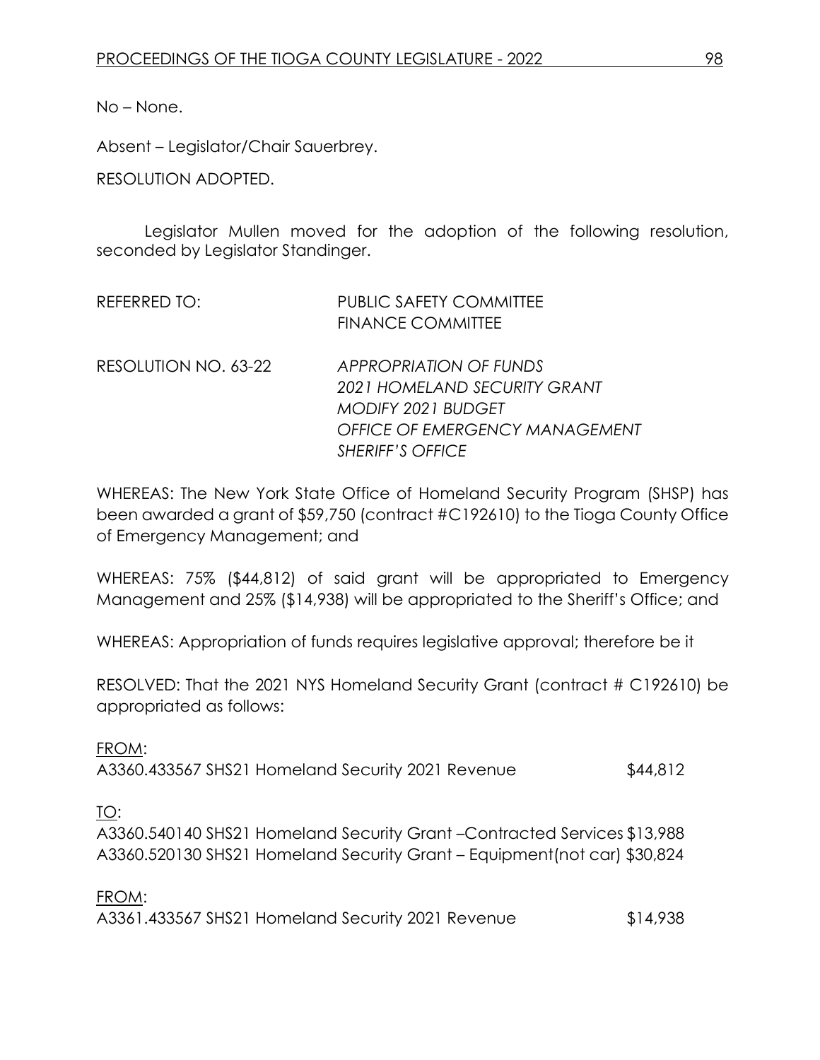No – None.

Absent – Legislator/Chair Sauerbrey.

RESOLUTION ADOPTED.

Legislator Mullen moved for the adoption of the following resolution, seconded by Legislator Standinger.

REFERRED TO: PUBLIC SAFETY COMMITTEE
FINANCE COMMITTEE

RESOLUTION NO. 63-22 *APPROPRIATION OF FUNDS*
*2021 HOMELAND SECURITY GRANT*
*MODIFY 2021 BUDGET*
*OFFICE OF EMERGENCY MANAGEMENT*
*SHERIFF'S OFFICE*

WHEREAS: The New York State Office of Homeland Security Program (SHSP) has been awarded a grant of $59,750 (contract #C192610) to the Tioga County Office of Emergency Management; and

WHEREAS: 75% ($44,812) of said grant will be appropriated to Emergency Management and 25% ($14,938) will be appropriated to the Sheriff's Office; and

WHEREAS: Appropriation of funds requires legislative approval; therefore be it

RESOLVED: That the 2021 NYS Homeland Security Grant (contract # C192610) be appropriated as follows:

FROM:
A3360.433567 SHS21 Homeland Security 2021 Revenue $44,812

TO:
A3360.540140 SHS21 Homeland Security Grant –Contracted Services $13,988
A3360.520130 SHS21 Homeland Security Grant – Equipment(not car) $30,824

FROM:
A3361.433567 SHS21 Homeland Security 2021 Revenue $14,938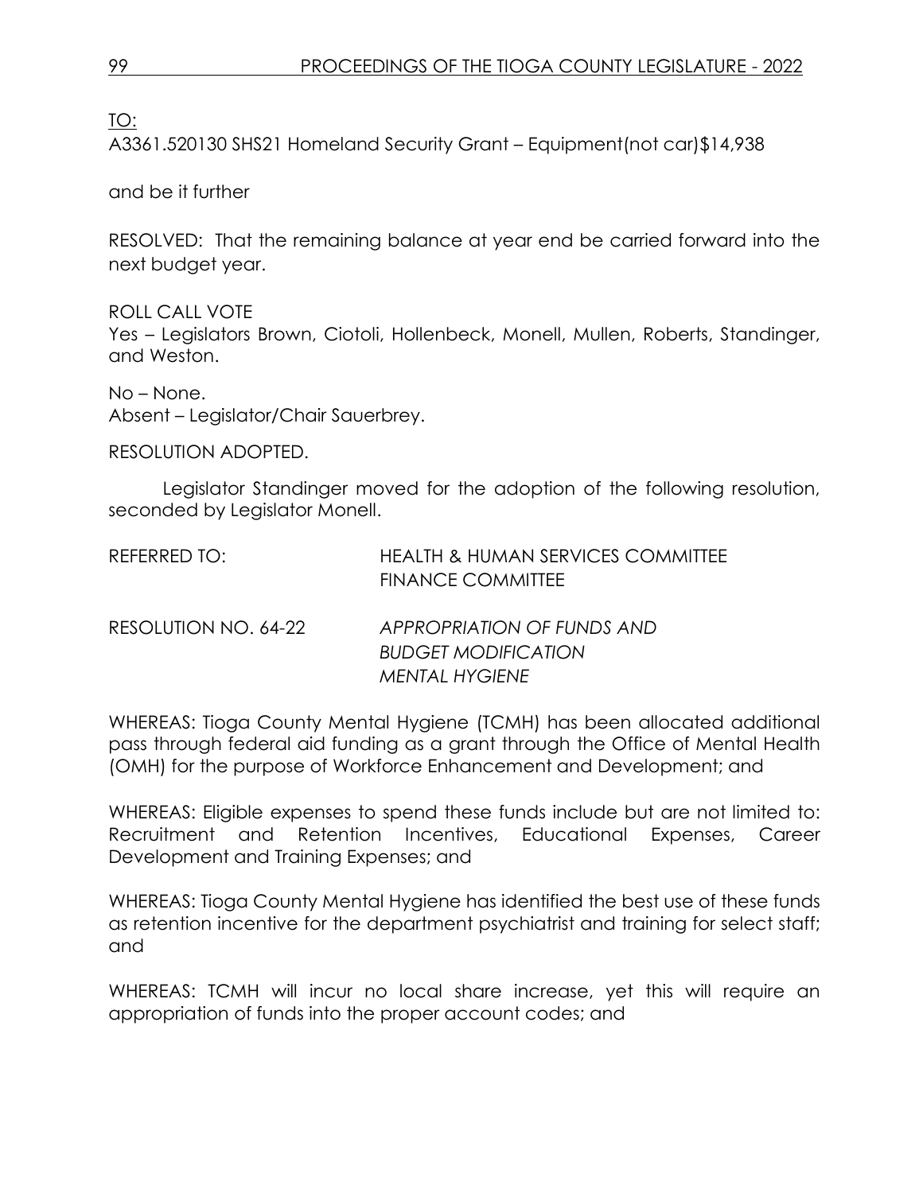TO:

A3361.520130 SHS21 Homeland Security Grant – Equipment(not car)$14,938

and be it further

RESOLVED: That the remaining balance at year end be carried forward into the next budget year.

ROLL CALL VOTE

Yes – Legislators Brown, Ciotoli, Hollenbeck, Monell, Mullen, Roberts, Standinger, and Weston.

No – None.

Absent – Legislator/Chair Sauerbrey.

RESOLUTION ADOPTED.

Legislator Standinger moved for the adoption of the following resolution, seconded by Legislator Monell.

REFERRED TO: HEALTH & HUMAN SERVICES COMMITTEE
FINANCE COMMITTEE

RESOLUTION NO. 64-22 *APPROPRIATION OF FUNDS AND BUDGET MODIFICATION MENTAL HYGIENE*

WHEREAS: Tioga County Mental Hygiene (TCMH) has been allocated additional pass through federal aid funding as a grant through the Office of Mental Health (OMH) for the purpose of Workforce Enhancement and Development; and

WHEREAS: Eligible expenses to spend these funds include but are not limited to: Recruitment and Retention Incentives, Educational Expenses, Career Development and Training Expenses; and

WHEREAS: Tioga County Mental Hygiene has identified the best use of these funds as retention incentive for the department psychiatrist and training for select staff; and

WHEREAS: TCMH will incur no local share increase, yet this will require an appropriation of funds into the proper account codes; and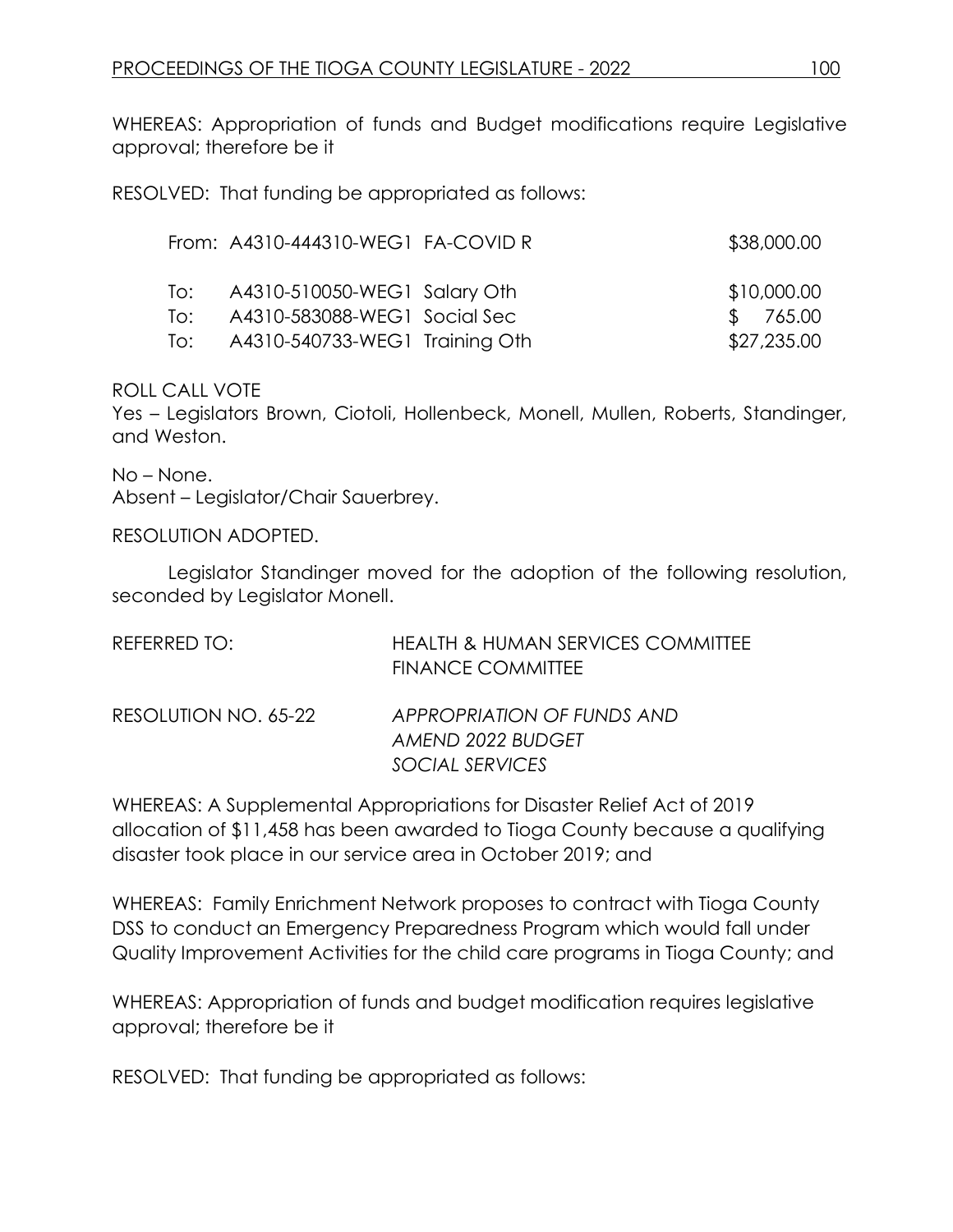WHEREAS: Appropriation of funds and Budget modifications require Legislative approval; therefore be it

RESOLVED: That funding be appropriated as follows:

| | | | |
|---|---|---|---|
| From: | A4310-444310-WEG1 | FA-COVID R | $38,000.00 |
| To: | A4310-510050-WEG1 | Salary Oth | $10,000.00 |
| To: | A4310-583088-WEG1 | Social Sec | $ 765.00 |
| To: | A4310-540733-WEG1 | Training Oth | $27,235.00 |

ROLL CALL VOTE
Yes – Legislators Brown, Ciotoli, Hollenbeck, Monell, Mullen, Roberts, Standinger, and Weston.

No – None.
Absent – Legislator/Chair Sauerbrey.

RESOLUTION ADOPTED.

Legislator Standinger moved for the adoption of the following resolution, seconded by Legislator Monell.

REFERRED TO: HEALTH & HUMAN SERVICES COMMITTEE
FINANCE COMMITTEE

RESOLUTION NO. 65-22 *APPROPRIATION OF FUNDS AND AMEND 2022 BUDGET SOCIAL SERVICES*

WHEREAS: A Supplemental Appropriations for Disaster Relief Act of 2019 allocation of $11,458 has been awarded to Tioga County because a qualifying disaster took place in our service area in October 2019; and

WHEREAS: Family Enrichment Network proposes to contract with Tioga County DSS to conduct an Emergency Preparedness Program which would fall under Quality Improvement Activities for the child care programs in Tioga County; and

WHEREAS: Appropriation of funds and budget modification requires legislative approval; therefore be it

RESOLVED: That funding be appropriated as follows: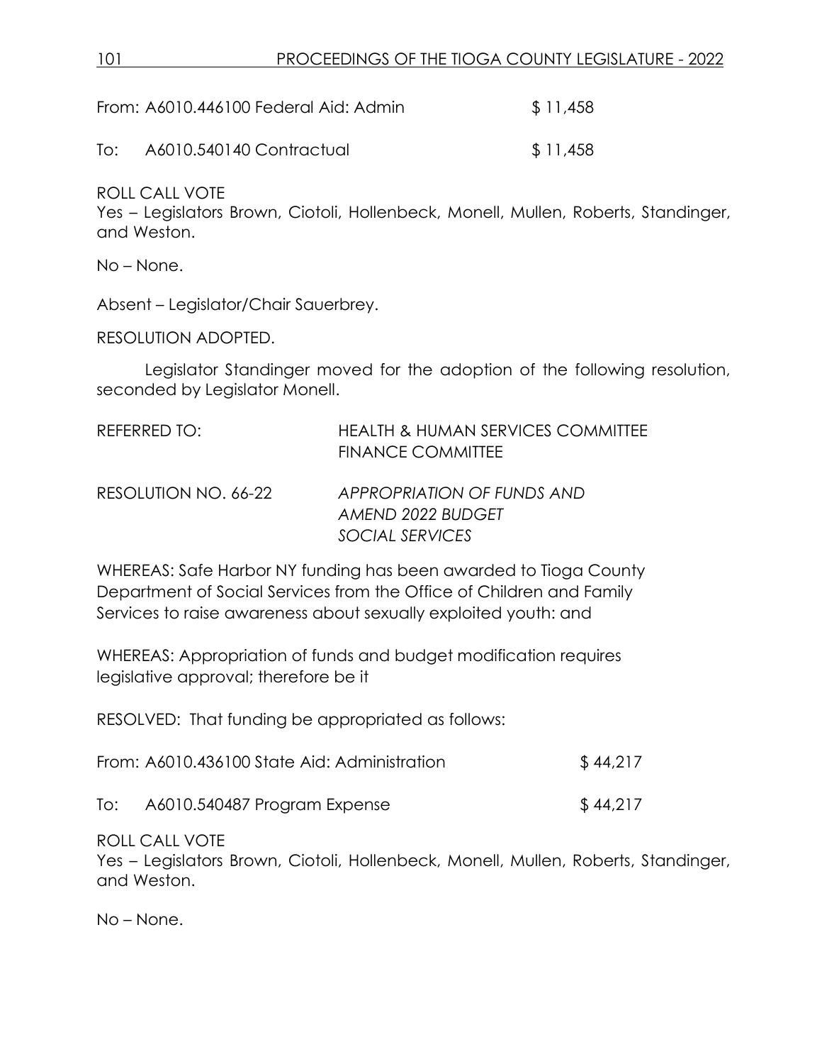From: A6010.446100 Federal Aid: Admin $ 11,458

To: A6010.540140 Contractual $ 11,458

ROLL CALL VOTE
Yes – Legislators Brown, Ciotoli, Hollenbeck, Monell, Mullen, Roberts, Standinger, and Weston.

No – None.

Absent – Legislator/Chair Sauerbrey.

RESOLUTION ADOPTED.

Legislator Standinger moved for the adoption of the following resolution, seconded by Legislator Monell.

REFERRED TO: HEALTH & HUMAN SERVICES COMMITTEE
FINANCE COMMITTEE

RESOLUTION NO. 66-22 *APPROPRIATION OF FUNDS AND AMEND 2022 BUDGET SOCIAL SERVICES*

WHEREAS: Safe Harbor NY funding has been awarded to Tioga County Department of Social Services from the Office of Children and Family Services to raise awareness about sexually exploited youth: and

WHEREAS: Appropriation of funds and budget modification requires legislative approval; therefore be it

RESOLVED: That funding be appropriated as follows:

From: A6010.436100 State Aid: Administration $ 44,217

To: A6010.540487 Program Expense $ 44,217

ROLL CALL VOTE
Yes – Legislators Brown, Ciotoli, Hollenbeck, Monell, Mullen, Roberts, Standinger, and Weston.

No – None.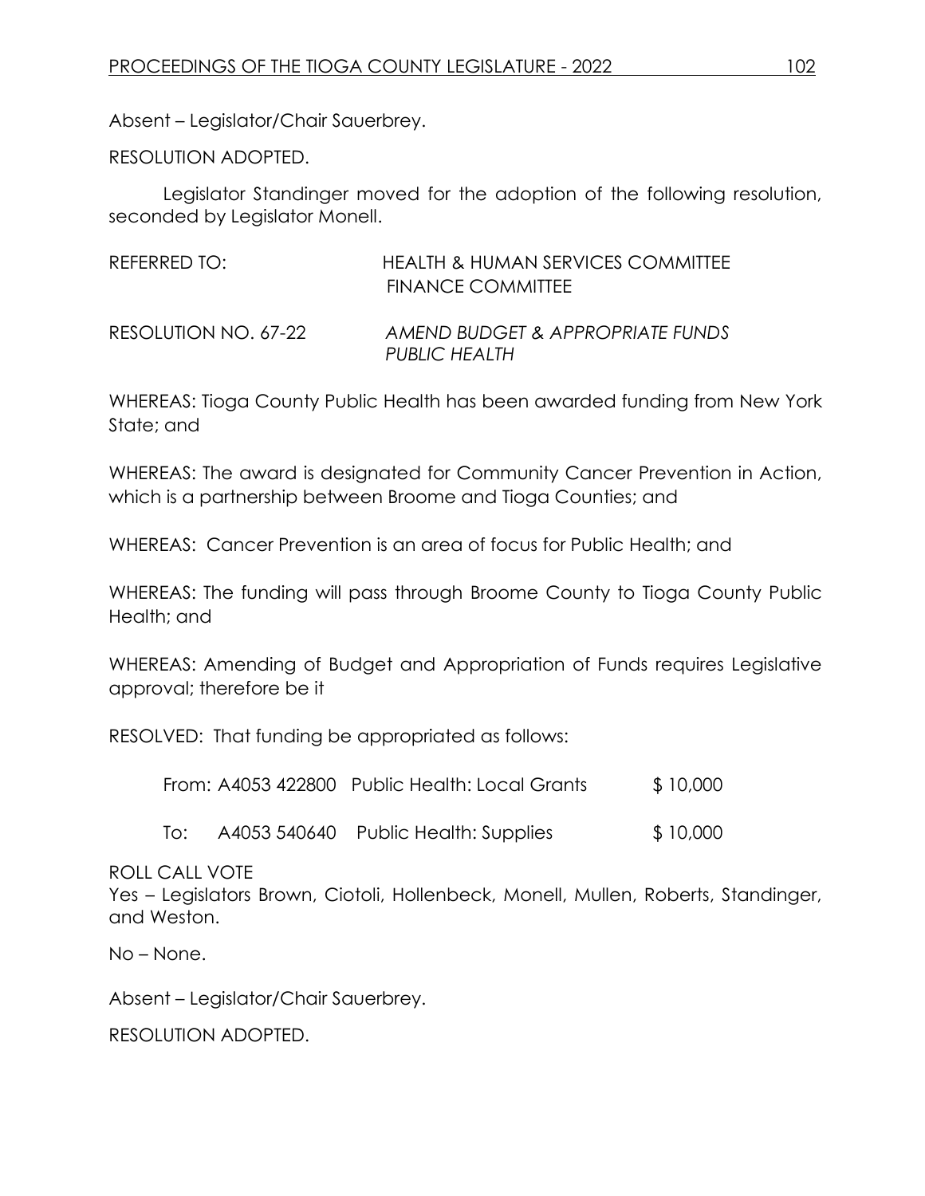Absent – Legislator/Chair Sauerbrey.

RESOLUTION ADOPTED.

Legislator Standinger moved for the adoption of the following resolution, seconded by Legislator Monell.

REFERRED TO: HEALTH & HUMAN SERVICES COMMITTEE
FINANCE COMMITTEE

RESOLUTION NO. 67-22 *AMEND BUDGET & APPROPRIATE FUNDS PUBLIC HEALTH*

WHEREAS: Tioga County Public Health has been awarded funding from New York State; and

WHEREAS: The award is designated for Community Cancer Prevention in Action, which is a partnership between Broome and Tioga Counties; and

WHEREAS: Cancer Prevention is an area of focus for Public Health; and

WHEREAS: The funding will pass through Broome County to Tioga County Public Health; and

WHEREAS: Amending of Budget and Appropriation of Funds requires Legislative approval; therefore be it

RESOLVED: That funding be appropriated as follows:

| | | | |
|---|---|---|---|
| From: | A4053 422800 | Public Health: Local Grants | $ 10,000 |
| To: | A4053 540640 | Public Health: Supplies | $ 10,000 |

ROLL CALL VOTE
Yes – Legislators Brown, Ciotoli, Hollenbeck, Monell, Mullen, Roberts, Standinger, and Weston.

No – None.

Absent – Legislator/Chair Sauerbrey.

RESOLUTION ADOPTED.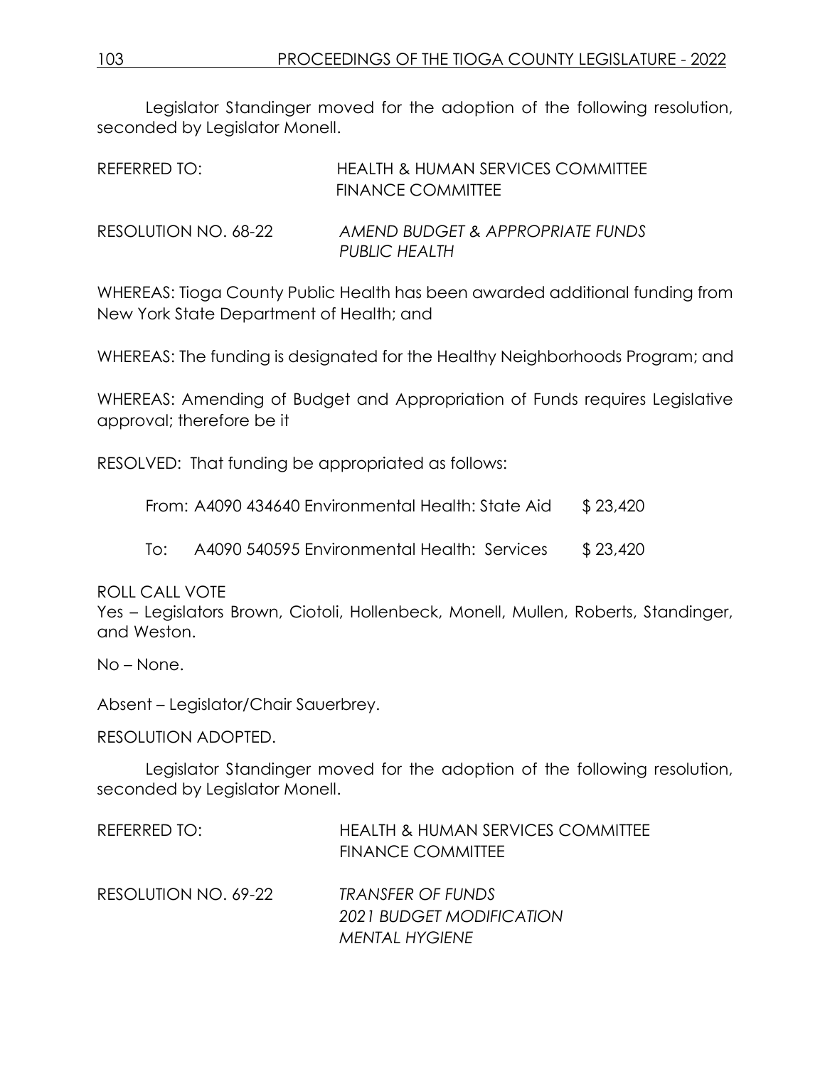Legislator Standinger moved for the adoption of the following resolution, seconded by Legislator Monell.

REFERRED TO: HEALTH & HUMAN SERVICES COMMITTEE
FINANCE COMMITTEE

RESOLUTION NO. 68-22 *AMEND BUDGET & APPROPRIATE FUNDS PUBLIC HEALTH*

WHEREAS: Tioga County Public Health has been awarded additional funding from New York State Department of Health; and

WHEREAS: The funding is designated for the Healthy Neighborhoods Program; and

WHEREAS: Amending of Budget and Appropriation of Funds requires Legislative approval; therefore be it

RESOLVED: That funding be appropriated as follows:

From: A4090 434640 Environmental Health: State Aid $ 23,420

To: A4090 540595 Environmental Health: Services $ 23,420

ROLL CALL VOTE
Yes – Legislators Brown, Ciotoli, Hollenbeck, Monell, Mullen, Roberts, Standinger, and Weston.

No – None.

Absent – Legislator/Chair Sauerbrey.

RESOLUTION ADOPTED.

Legislator Standinger moved for the adoption of the following resolution, seconded by Legislator Monell.

REFERRED TO: HEALTH & HUMAN SERVICES COMMITTEE
FINANCE COMMITTEE

RESOLUTION NO. 69-22 *TRANSFER OF FUNDS 2021 BUDGET MODIFICATION MENTAL HYGIENE*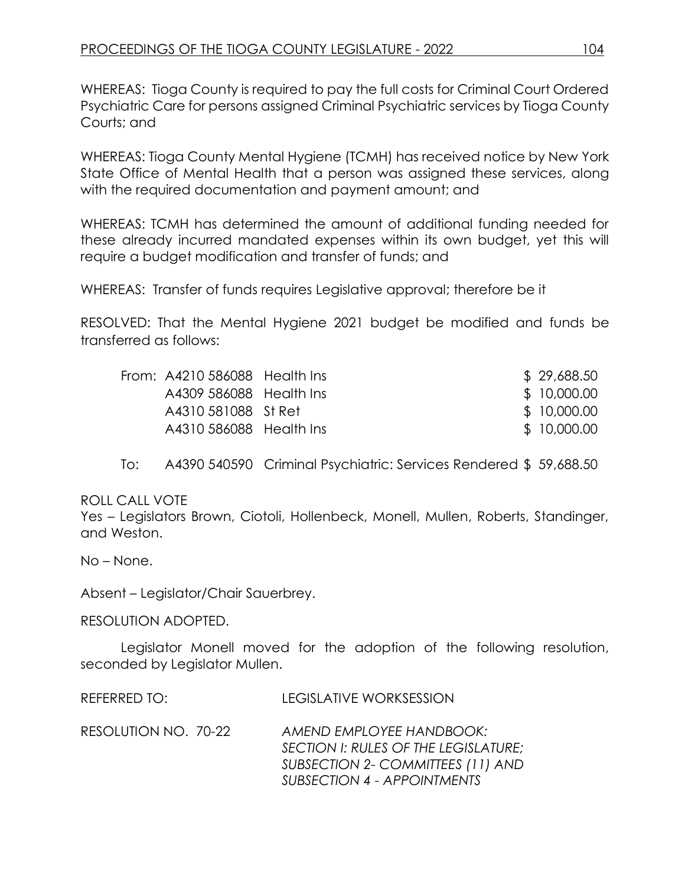WHEREAS: Tioga County is required to pay the full costs for Criminal Court Ordered Psychiatric Care for persons assigned Criminal Psychiatric services by Tioga County Courts; and

WHEREAS: Tioga County Mental Hygiene (TCMH) has received notice by New York State Office of Mental Health that a person was assigned these services, along with the required documentation and payment amount; and

WHEREAS: TCMH has determined the amount of additional funding needed for these already incurred mandated expenses within its own budget, yet this will require a budget modification and transfer of funds; and

WHEREAS: Transfer of funds requires Legislative approval; therefore be it

RESOLVED: That the Mental Hygiene 2021 budget be modified and funds be transferred as follows:

| | | | |
|---|---|---|---|
| From: | A4210 586088 | Health Ins | $ 29,688.50 |
| | A4309 586088 | Health Ins | $ 10,000.00 |
| | A4310 581088 | St Ret | $ 10,000.00 |
| | A4310 586088 | Health Ins | $ 10,000.00 |
| To: | A4390 540590 | Criminal Psychiatric: Services Rendered | $ 59,688.50 |

ROLL CALL VOTE
Yes – Legislators Brown, Ciotoli, Hollenbeck, Monell, Mullen, Roberts, Standinger, and Weston.

No – None.

Absent – Legislator/Chair Sauerbrey.

RESOLUTION ADOPTED.

Legislator Monell moved for the adoption of the following resolution, seconded by Legislator Mullen.

REFERRED TO: LEGISLATIVE WORKSESSION

RESOLUTION NO. 70-22 *AMEND EMPLOYEE HANDBOOK: SECTION I: RULES OF THE LEGISLATURE; SUBSECTION 2- COMMITTEES (11) AND SUBSECTION 4 - APPOINTMENTS*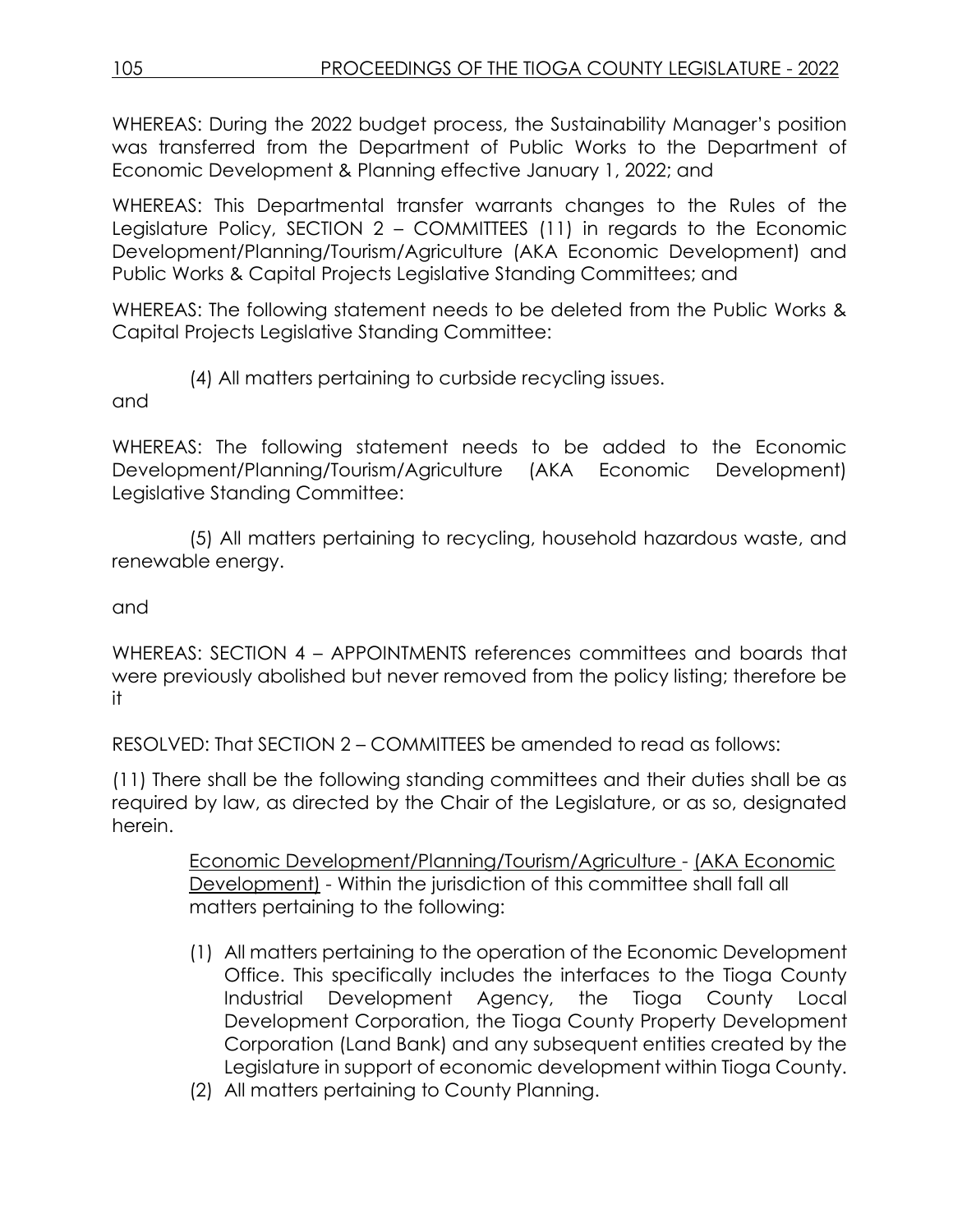WHEREAS: During the 2022 budget process, the Sustainability Manager's position was transferred from the Department of Public Works to the Department of Economic Development & Planning effective January 1, 2022; and

WHEREAS: This Departmental transfer warrants changes to the Rules of the Legislature Policy, SECTION 2 – COMMITTEES (11) in regards to the Economic Development/Planning/Tourism/Agriculture (AKA Economic Development) and Public Works & Capital Projects Legislative Standing Committees; and

WHEREAS: The following statement needs to be deleted from the Public Works & Capital Projects Legislative Standing Committee:

(4) All matters pertaining to curbside recycling issues.

and

WHEREAS: The following statement needs to be added to the Economic Development/Planning/Tourism/Agriculture (AKA Economic Development) Legislative Standing Committee:

(5) All matters pertaining to recycling, household hazardous waste, and renewable energy.

and

WHEREAS: SECTION 4 – APPOINTMENTS references committees and boards that were previously abolished but never removed from the policy listing; therefore be it

RESOLVED: That SECTION 2 – COMMITTEES be amended to read as follows:

(11) There shall be the following standing committees and their duties shall be as required by law, as directed by the Chair of the Legislature, or as so, designated herein.

<u>Economic Development/Planning/Tourism/Agriculture</u> - <u>(AKA Economic Development)</u> - Within the jurisdiction of this committee shall fall all matters pertaining to the following:

(1) All matters pertaining to the operation of the Economic Development Office. This specifically includes the interfaces to the Tioga County Industrial Development Agency, the Tioga County Local Development Corporation, the Tioga County Property Development Corporation (Land Bank) and any subsequent entities created by the Legislature in support of economic development within Tioga County.
(2) All matters pertaining to County Planning.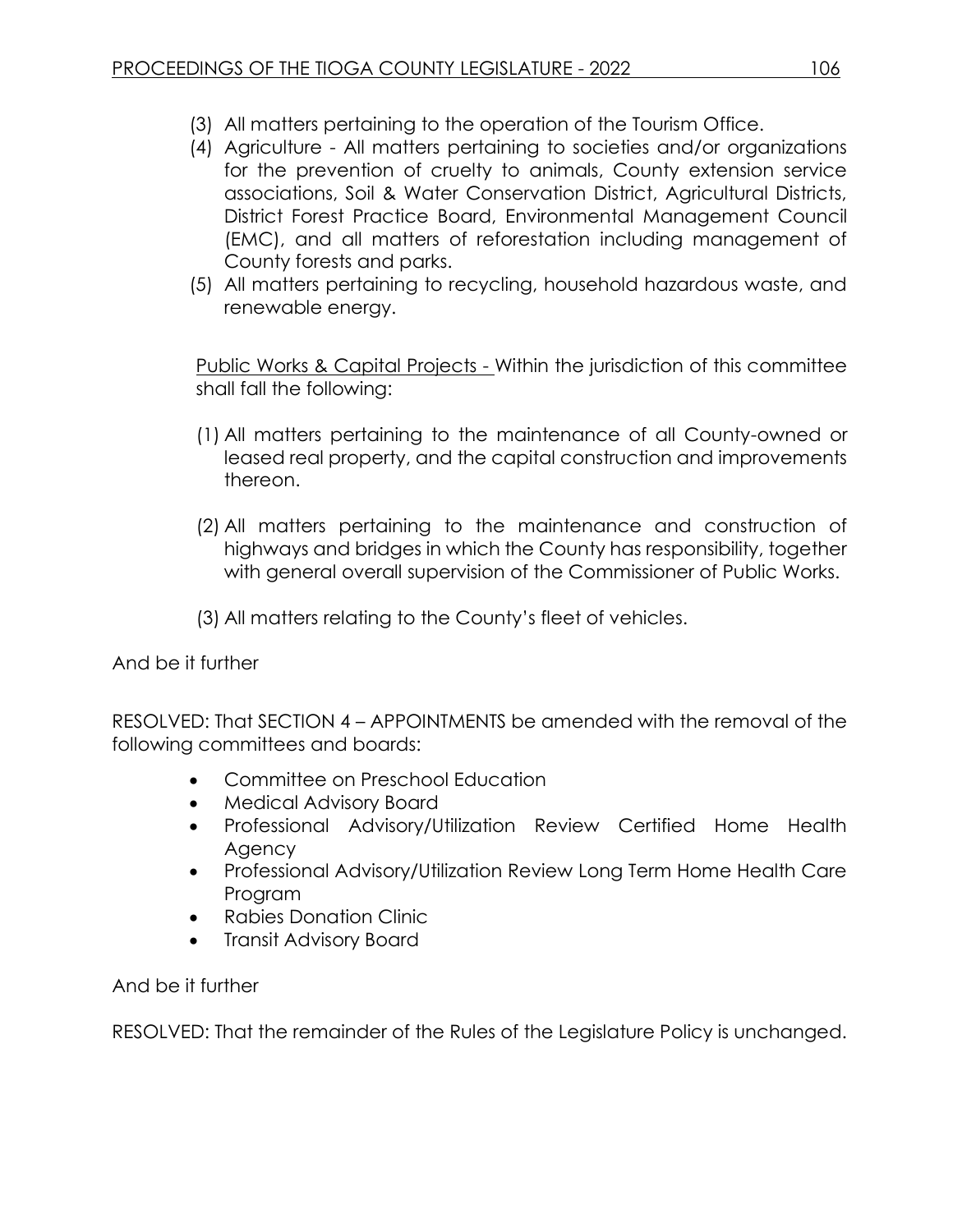(3) All matters pertaining to the operation of the Tourism Office.

(4) Agriculture - All matters pertaining to societies and/or organizations for the prevention of cruelty to animals, County extension service associations, Soil & Water Conservation District, Agricultural Districts, District Forest Practice Board, Environmental Management Council (EMC), and all matters of reforestation including management of County forests and parks.

(5) All matters pertaining to recycling, household hazardous waste, and renewable energy.

Public Works & Capital Projects - Within the jurisdiction of this committee shall fall the following:

(1) All matters pertaining to the maintenance of all County-owned or leased real property, and the capital construction and improvements thereon.

(2) All matters pertaining to the maintenance and construction of highways and bridges in which the County has responsibility, together with general overall supervision of the Commissioner of Public Works.

(3) All matters relating to the County's fleet of vehicles.

And be it further

RESOLVED: That SECTION 4 – APPOINTMENTS be amended with the removal of the following committees and boards:

- Committee on Preschool Education
- Medical Advisory Board
- Professional Advisory/Utilization Review Certified Home Health Agency
- Professional Advisory/Utilization Review Long Term Home Health Care Program
- Rabies Donation Clinic
- Transit Advisory Board

And be it further

RESOLVED: That the remainder of the Rules of the Legislature Policy is unchanged.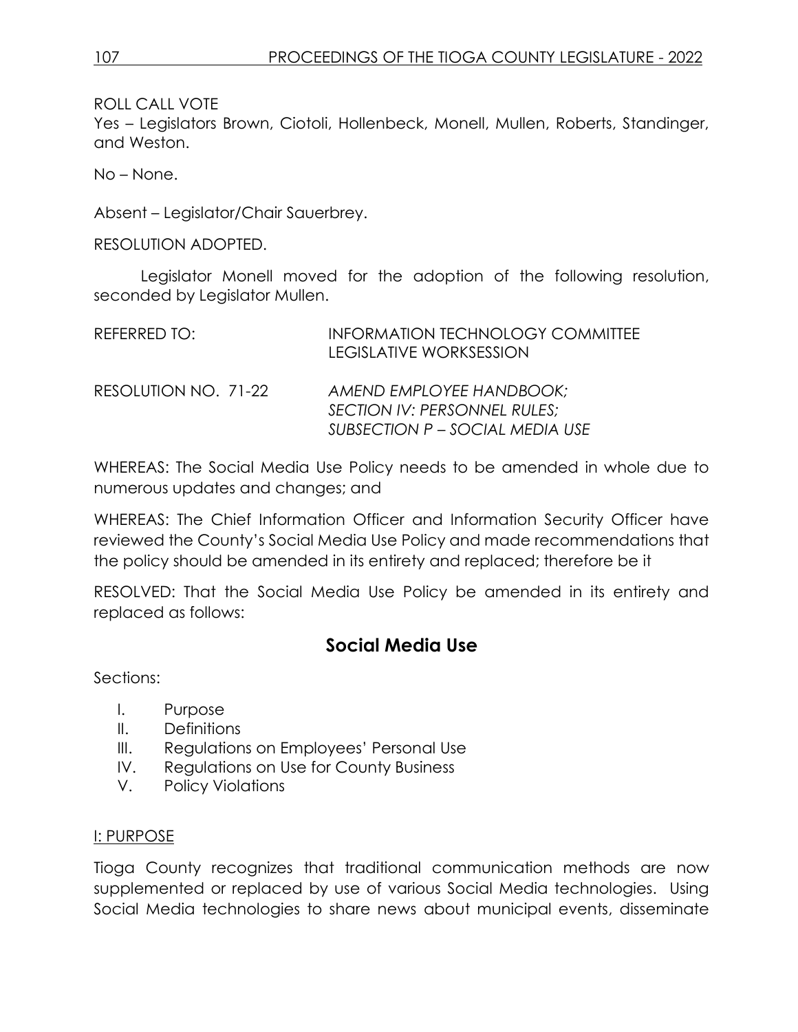ROLL CALL VOTE
Yes – Legislators Brown, Ciotoli, Hollenbeck, Monell, Mullen, Roberts, Standinger, and Weston.

No – None.

Absent – Legislator/Chair Sauerbrey.

RESOLUTION ADOPTED.

Legislator Monell moved for the adoption of the following resolution, seconded by Legislator Mullen.

REFERRED TO: INFORMATION TECHNOLOGY COMMITTEE
LEGISLATIVE WORKSESSION

RESOLUTION NO. 71-22 *AMEND EMPLOYEE HANDBOOK; SECTION IV: PERSONNEL RULES; SUBSECTION P – SOCIAL MEDIA USE*

WHEREAS: The Social Media Use Policy needs to be amended in whole due to numerous updates and changes; and

WHEREAS: The Chief Information Officer and Information Security Officer have reviewed the County's Social Media Use Policy and made recommendations that the policy should be amended in its entirety and replaced; therefore be it

RESOLVED: That the Social Media Use Policy be amended in its entirety and replaced as follows:

## Social Media Use

Sections:

I. Purpose
II. Definitions
III. Regulations on Employees' Personal Use
IV. Regulations on Use for County Business
V. Policy Violations

I: PURPOSE

Tioga County recognizes that traditional communication methods are now supplemented or replaced by use of various Social Media technologies. Using Social Media technologies to share news about municipal events, disseminate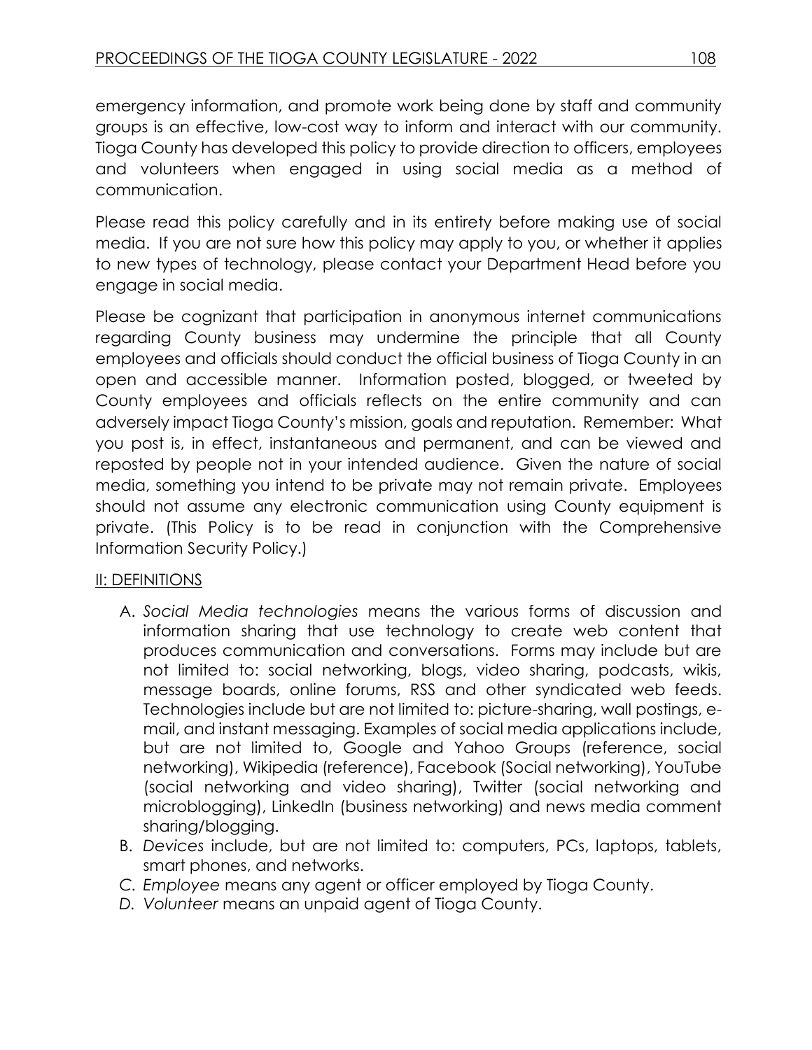emergency information, and promote work being done by staff and community groups is an effective, low-cost way to inform and interact with our community. Tioga County has developed this policy to provide direction to officers, employees and volunteers when engaged in using social media as a method of communication.

Please read this policy carefully and in its entirety before making use of social media. If you are not sure how this policy may apply to you, or whether it applies to new types of technology, please contact your Department Head before you engage in social media.

Please be cognizant that participation in anonymous internet communications regarding County business may undermine the principle that all County employees and officials should conduct the official business of Tioga County in an open and accessible manner. Information posted, blogged, or tweeted by County employees and officials reflects on the entire community and can adversely impact Tioga County's mission, goals and reputation. Remember: What you post is, in effect, instantaneous and permanent, and can be viewed and reposted by people not in your intended audience. Given the nature of social media, something you intend to be private may not remain private. Employees should not assume any electronic communication using County equipment is private. (This Policy is to be read in conjunction with the Comprehensive Information Security Policy.)

II: DEFINITIONS

A. *Social Media technologies* means the various forms of discussion and information sharing that use technology to create web content that produces communication and conversations. Forms may include but are not limited to: social networking, blogs, video sharing, podcasts, wikis, message boards, online forums, RSS and other syndicated web feeds. Technologies include but are not limited to: picture-sharing, wall postings, e-mail, and instant messaging. Examples of social media applications include, but are not limited to, Google and Yahoo Groups (reference, social networking), Wikipedia (reference), Facebook (Social networking), YouTube (social networking and video sharing), Twitter (social networking and microblogging), LinkedIn (business networking) and news media comment sharing/blogging.
B. *Devices* include, but are not limited to: computers, PCs, laptops, tablets, smart phones, and networks.
C. *Employee* means any agent or officer employed by Tioga County.
D. *Volunteer* means an unpaid agent of Tioga County.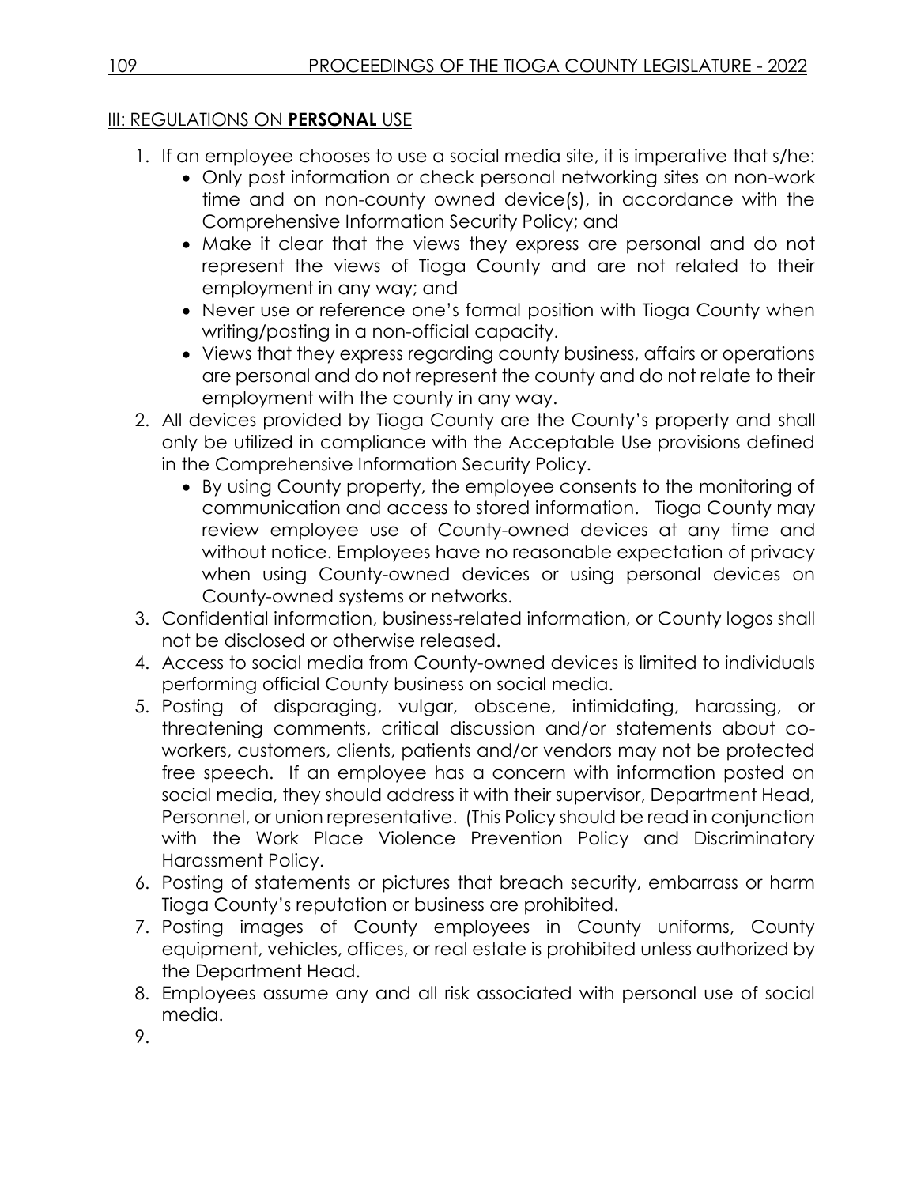## III: REGULATIONS ON **PERSONAL** USE

1. If an employee chooses to use a social media site, it is imperative that s/he:
   - Only post information or check personal networking sites on non-work time and on non-county owned device(s), in accordance with the Comprehensive Information Security Policy; and
   - Make it clear that the views they express are personal and do not represent the views of Tioga County and are not related to their employment in any way; and
   - Never use or reference one's formal position with Tioga County when writing/posting in a non-official capacity.
   - Views that they express regarding county business, affairs or operations are personal and do not represent the county and do not relate to their employment with the county in any way.
2. All devices provided by Tioga County are the County's property and shall only be utilized in compliance with the Acceptable Use provisions defined in the Comprehensive Information Security Policy.
   - By using County property, the employee consents to the monitoring of communication and access to stored information. Tioga County may review employee use of County-owned devices at any time and without notice. Employees have no reasonable expectation of privacy when using County-owned devices or using personal devices on County-owned systems or networks.
3. Confidential information, business-related information, or County logos shall not be disclosed or otherwise released.
4. Access to social media from County-owned devices is limited to individuals performing official County business on social media.
5. Posting of disparaging, vulgar, obscene, intimidating, harassing, or threatening comments, critical discussion and/or statements about co-workers, customers, clients, patients and/or vendors may not be protected free speech. If an employee has a concern with information posted on social media, they should address it with their supervisor, Department Head, Personnel, or union representative. (This Policy should be read in conjunction with the Work Place Violence Prevention Policy and Discriminatory Harassment Policy.
6. Posting of statements or pictures that breach security, embarrass or harm Tioga County's reputation or business are prohibited.
7. Posting images of County employees in County uniforms, County equipment, vehicles, offices, or real estate is prohibited unless authorized by the Department Head.
8. Employees assume any and all risk associated with personal use of social media.
9.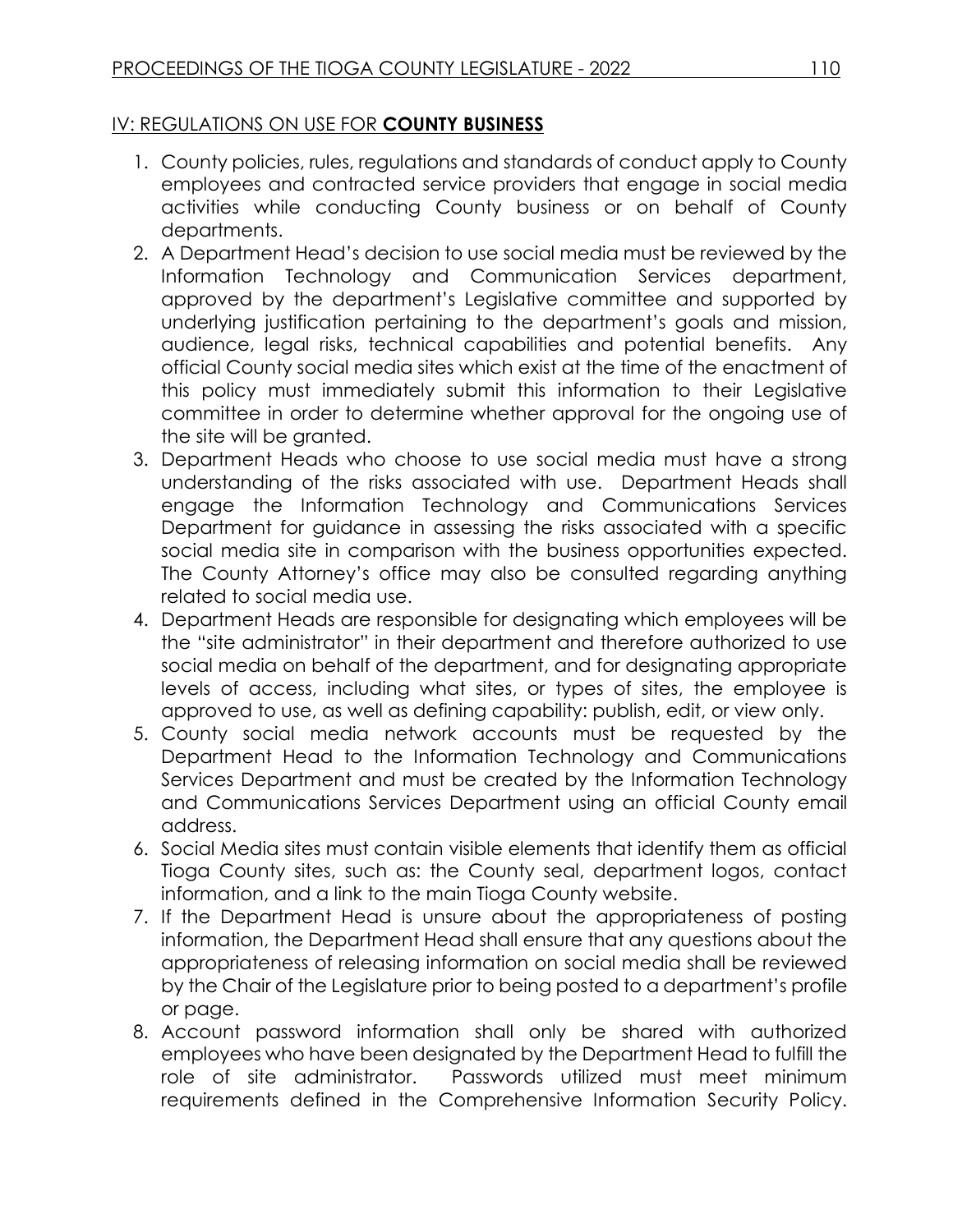## IV: REGULATIONS ON USE FOR **COUNTY BUSINESS**

1. County policies, rules, regulations and standards of conduct apply to County employees and contracted service providers that engage in social media activities while conducting County business or on behalf of County departments.
2. A Department Head's decision to use social media must be reviewed by the Information Technology and Communication Services department, approved by the department's Legislative committee and supported by underlying justification pertaining to the department's goals and mission, audience, legal risks, technical capabilities and potential benefits. Any official County social media sites which exist at the time of the enactment of this policy must immediately submit this information to their Legislative committee in order to determine whether approval for the ongoing use of the site will be granted.
3. Department Heads who choose to use social media must have a strong understanding of the risks associated with use. Department Heads shall engage the Information Technology and Communications Services Department for guidance in assessing the risks associated with a specific social media site in comparison with the business opportunities expected. The County Attorney's office may also be consulted regarding anything related to social media use.
4. Department Heads are responsible for designating which employees will be the "site administrator" in their department and therefore authorized to use social media on behalf of the department, and for designating appropriate levels of access, including what sites, or types of sites, the employee is approved to use, as well as defining capability: publish, edit, or view only.
5. County social media network accounts must be requested by the Department Head to the Information Technology and Communications Services Department and must be created by the Information Technology and Communications Services Department using an official County email address.
6. Social Media sites must contain visible elements that identify them as official Tioga County sites, such as: the County seal, department logos, contact information, and a link to the main Tioga County website.
7. If the Department Head is unsure about the appropriateness of posting information, the Department Head shall ensure that any questions about the appropriateness of releasing information on social media shall be reviewed by the Chair of the Legislature prior to being posted to a department's profile or page.
8. Account password information shall only be shared with authorized employees who have been designated by the Department Head to fulfill the role of site administrator. Passwords utilized must meet minimum requirements defined in the Comprehensive Information Security Policy.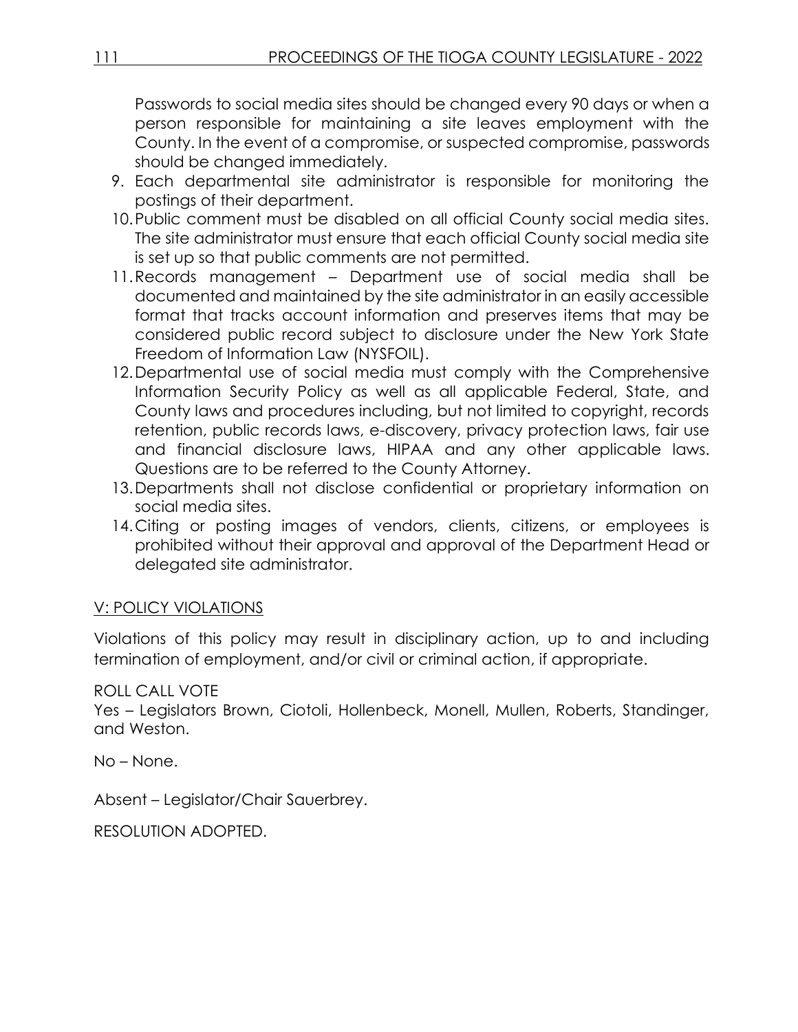Passwords to social media sites should be changed every 90 days or when a person responsible for maintaining a site leaves employment with the County. In the event of a compromise, or suspected compromise, passwords should be changed immediately.

9. Each departmental site administrator is responsible for monitoring the postings of their department.
10. Public comment must be disabled on all official County social media sites. The site administrator must ensure that each official County social media site is set up so that public comments are not permitted.
11. Records management – Department use of social media shall be documented and maintained by the site administrator in an easily accessible format that tracks account information and preserves items that may be considered public record subject to disclosure under the New York State Freedom of Information Law (NYSFOIL).
12. Departmental use of social media must comply with the Comprehensive Information Security Policy as well as all applicable Federal, State, and County laws and procedures including, but not limited to copyright, records retention, public records laws, e-discovery, privacy protection laws, fair use and financial disclosure laws, HIPAA and any other applicable laws. Questions are to be referred to the County Attorney.
13. Departments shall not disclose confidential or proprietary information on social media sites.
14. Citing or posting images of vendors, clients, citizens, or employees is prohibited without their approval and approval of the Department Head or delegated site administrator.

V: POLICY VIOLATIONS

Violations of this policy may result in disciplinary action, up to and including termination of employment, and/or civil or criminal action, if appropriate.

ROLL CALL VOTE

Yes – Legislators Brown, Ciotoli, Hollenbeck, Monell, Mullen, Roberts, Standinger, and Weston.

No – None.

Absent – Legislator/Chair Sauerbrey.

RESOLUTION ADOPTED.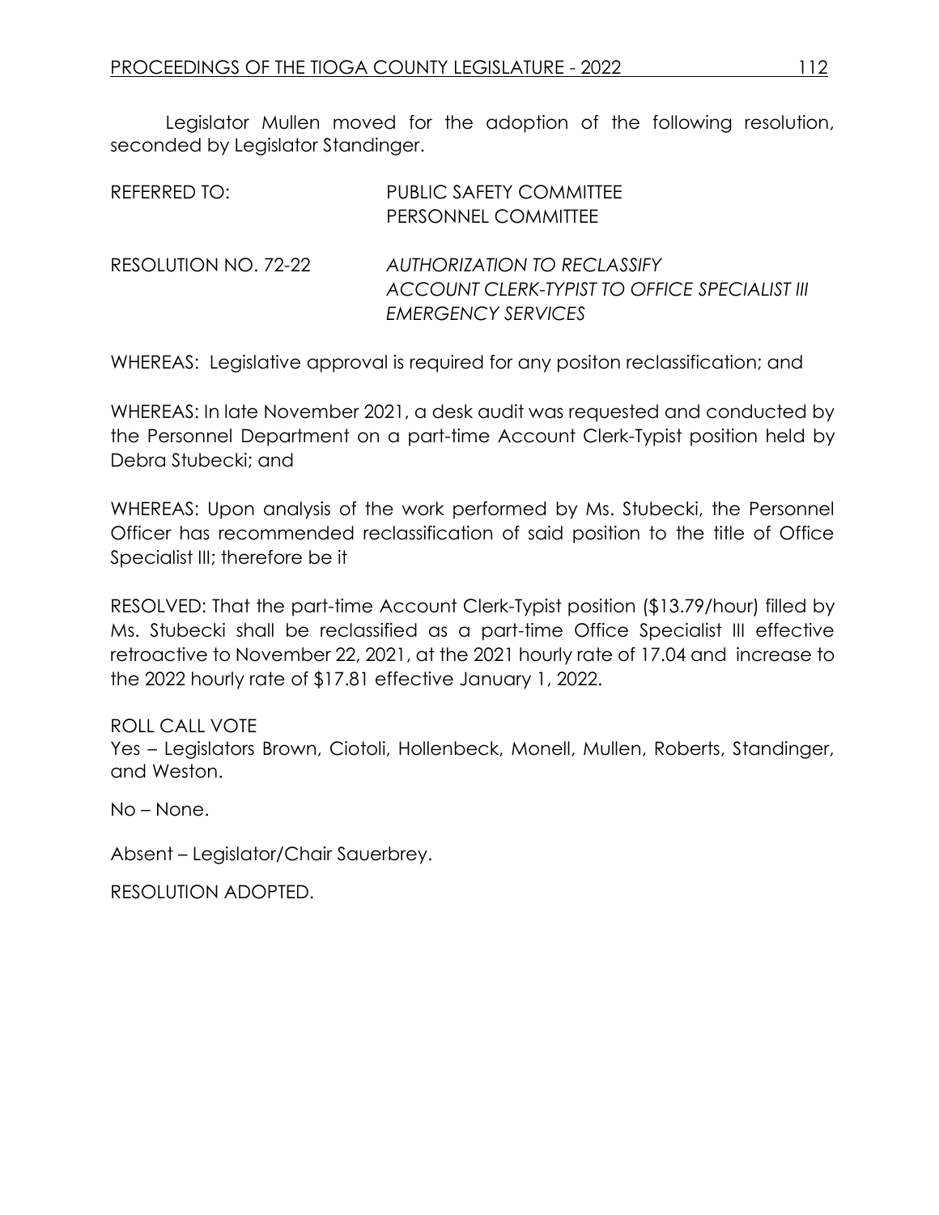Legislator Mullen moved for the adoption of the following resolution, seconded by Legislator Standinger.

REFERRED TO: PUBLIC SAFETY COMMITTEE
PERSONNEL COMMITTEE

RESOLUTION NO. 72-22 *AUTHORIZATION TO RECLASSIFY ACCOUNT CLERK-TYPIST TO OFFICE SPECIALIST III EMERGENCY SERVICES*

WHEREAS: Legislative approval is required for any positon reclassification; and

WHEREAS: In late November 2021, a desk audit was requested and conducted by the Personnel Department on a part-time Account Clerk-Typist position held by Debra Stubecki; and

WHEREAS: Upon analysis of the work performed by Ms. Stubecki, the Personnel Officer has recommended reclassification of said position to the title of Office Specialist III; therefore be it

RESOLVED: That the part-time Account Clerk-Typist position ($13.79/hour) filled by Ms. Stubecki shall be reclassified as a part-time Office Specialist III effective retroactive to November 22, 2021, at the 2021 hourly rate of 17.04 and increase to the 2022 hourly rate of $17.81 effective January 1, 2022.

ROLL CALL VOTE
Yes – Legislators Brown, Ciotoli, Hollenbeck, Monell, Mullen, Roberts, Standinger, and Weston.

No – None.

Absent – Legislator/Chair Sauerbrey.

RESOLUTION ADOPTED.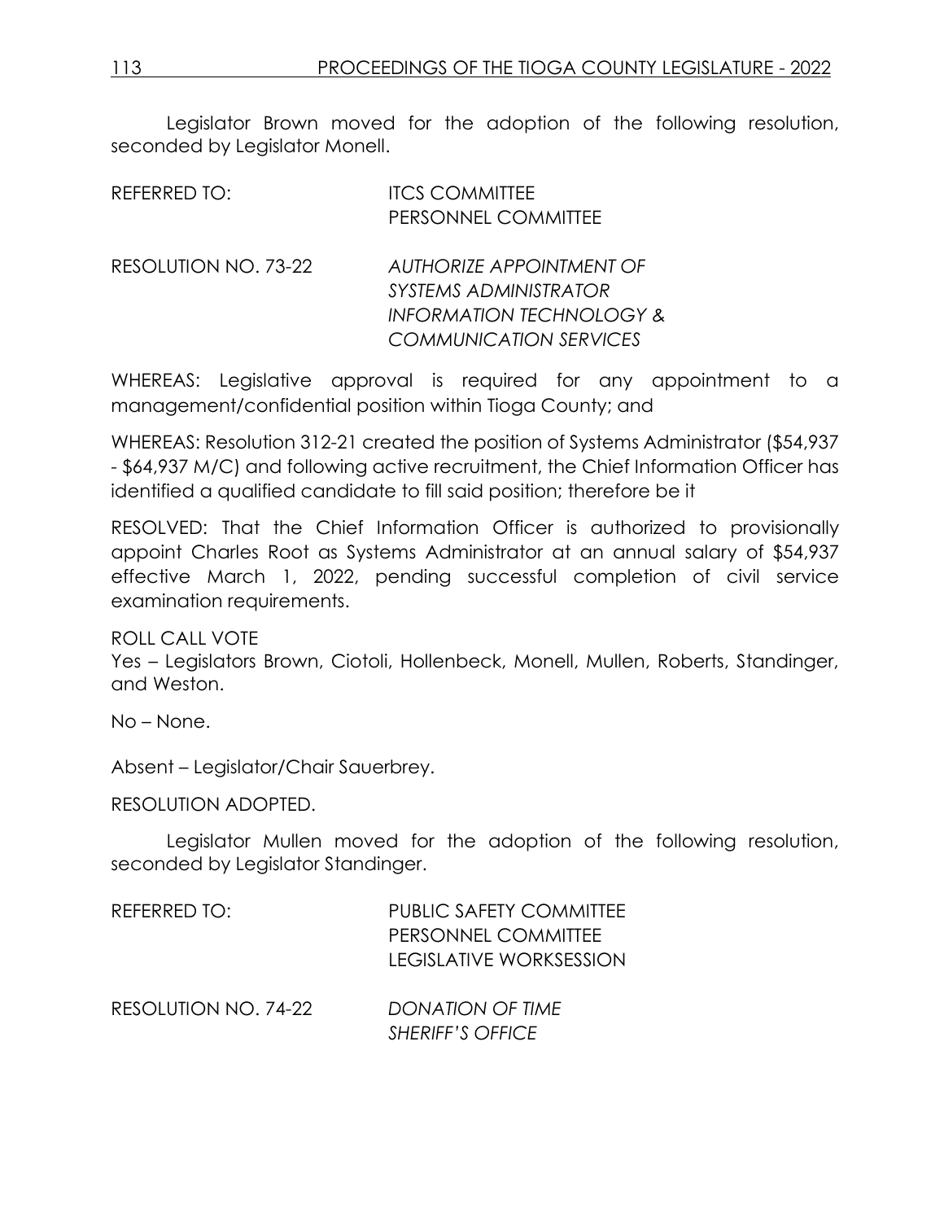Legislator Brown moved for the adoption of the following resolution, seconded by Legislator Monell.

REFERRED TO: ITCS COMMITTEE
PERSONNEL COMMITTEE

RESOLUTION NO. 73-22 *AUTHORIZE APPOINTMENT OF SYSTEMS ADMINISTRATOR INFORMATION TECHNOLOGY & COMMUNICATION SERVICES*

WHEREAS: Legislative approval is required for any appointment to a management/confidential position within Tioga County; and

WHEREAS: Resolution 312-21 created the position of Systems Administrator ($54,937 - $64,937 M/C) and following active recruitment, the Chief Information Officer has identified a qualified candidate to fill said position; therefore be it

RESOLVED: That the Chief Information Officer is authorized to provisionally appoint Charles Root as Systems Administrator at an annual salary of $54,937 effective March 1, 2022, pending successful completion of civil service examination requirements.

ROLL CALL VOTE
Yes – Legislators Brown, Ciotoli, Hollenbeck, Monell, Mullen, Roberts, Standinger, and Weston.

No – None.

Absent – Legislator/Chair Sauerbrey.

RESOLUTION ADOPTED.

Legislator Mullen moved for the adoption of the following resolution, seconded by Legislator Standinger.

REFERRED TO: PUBLIC SAFETY COMMITTEE
PERSONNEL COMMITTEE
LEGISLATIVE WORKSESSION

RESOLUTION NO. 74-22 *DONATION OF TIME SHERIFF'S OFFICE*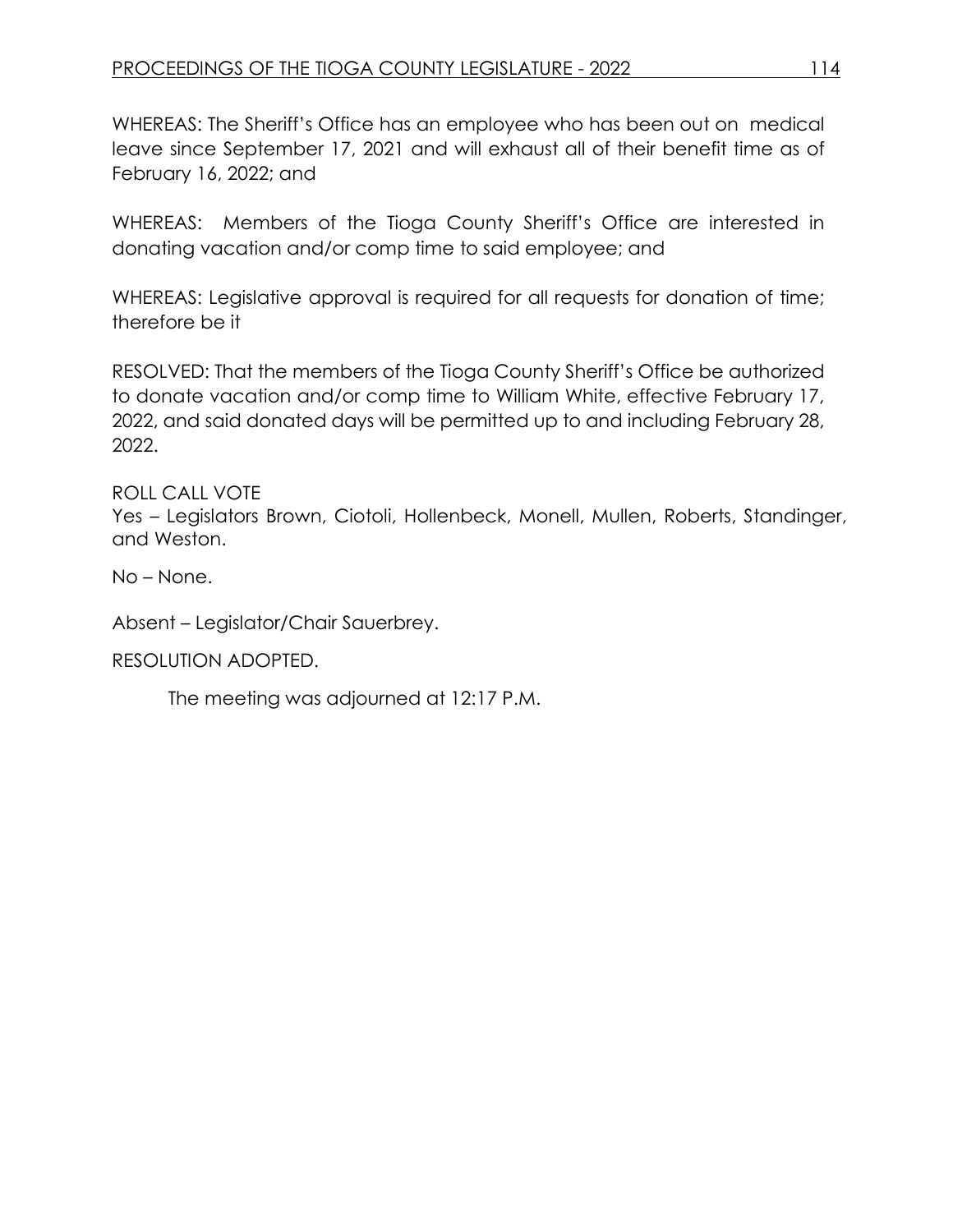WHEREAS: The Sheriff's Office has an employee who has been out on medical leave since September 17, 2021 and will exhaust all of their benefit time as of February 16, 2022; and

WHEREAS: Members of the Tioga County Sheriff's Office are interested in donating vacation and/or comp time to said employee; and

WHEREAS: Legislative approval is required for all requests for donation of time; therefore be it

RESOLVED: That the members of the Tioga County Sheriff's Office be authorized to donate vacation and/or comp time to William White, effective February 17, 2022, and said donated days will be permitted up to and including February 28, 2022.

ROLL CALL VOTE
Yes – Legislators Brown, Ciotoli, Hollenbeck, Monell, Mullen, Roberts, Standinger, and Weston.

No – None.

Absent – Legislator/Chair Sauerbrey.

RESOLUTION ADOPTED.

The meeting was adjourned at 12:17 P.M.